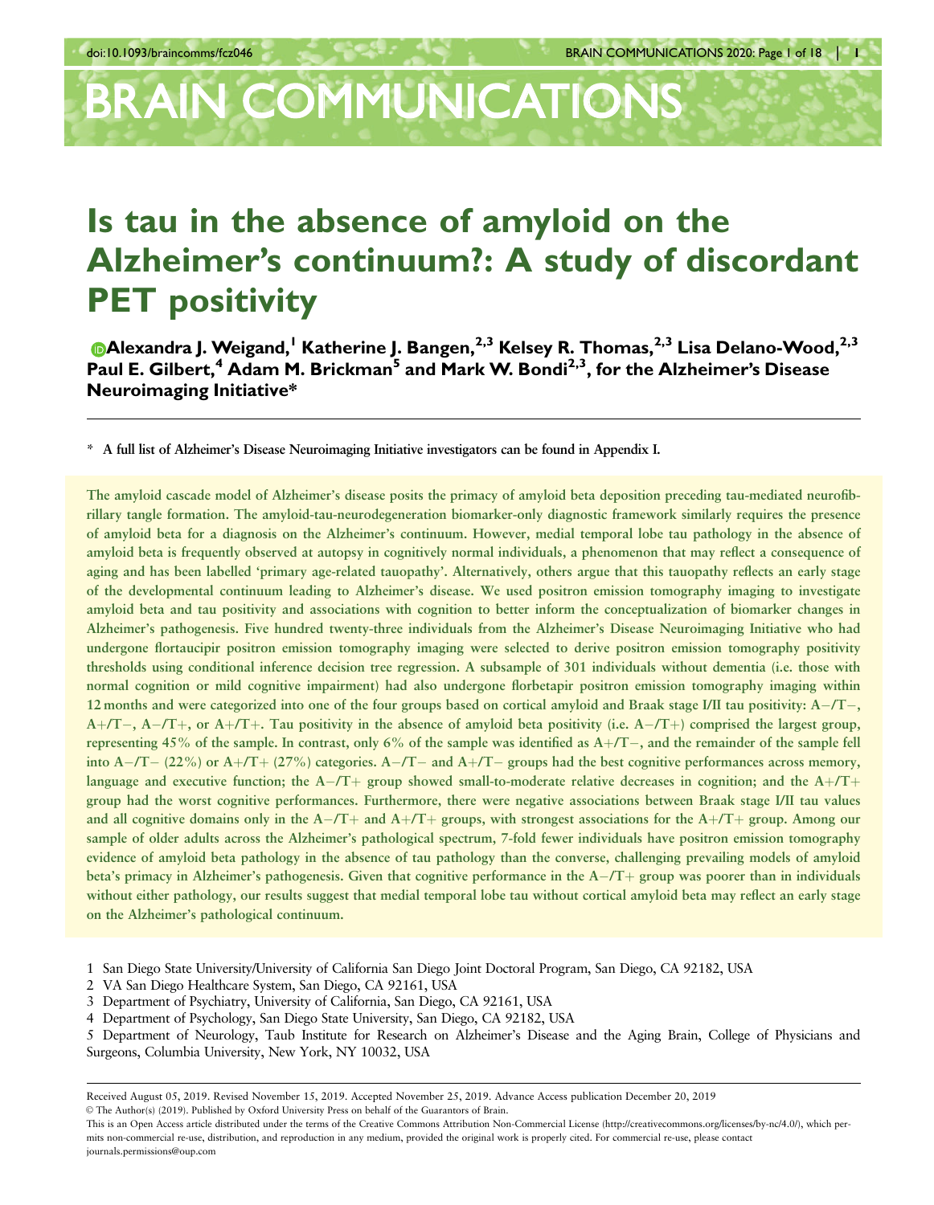# Is tau in the absence of amyloid on the Alzheimer's continuum?: A study of discordant PET positivity

Alexandra J. Weigand,[1] Katherine J. Bangen,[2,3] Kelsey R. Thomas,[2,3] Lisa Delano-Wood,[2,3] Paul E. Gilbert,[4] Adam M. Brickman[5] and Mark W. Bondi[2,3], for the Alzheimer's Disease Neuroimaging Initiative*

\* A full list of Alzheimer's Disease Neuroimaging Initiative investigators can be found in Appendix I.

The amyloid cascade model of Alzheimer's disease posits the primacy of amyloid beta deposition preceding tau-mediated neurofibrillary tangle formation. The amyloid-tau-neurodegeneration biomarker-only diagnostic framework similarly requires the presence of amyloid beta for a diagnosis on the Alzheimer's continuum. However, medial temporal lobe tau pathology in the absence of amyloid beta is frequently observed at autopsy in cognitively normal individuals, a phenomenon that may reflect a consequence of aging and has been labelled 'primary age-related tauopathy'. Alternatively, others argue that this tauopathy reflects an early stage of the developmental continuum leading to Alzheimer's disease. We used positron emission tomography imaging to investigate amyloid beta and tau positivity and associations with cognition to better inform the conceptualization of biomarker changes in Alzheimer's pathogenesis. Five hundred twenty-three individuals from the Alzheimer's Disease Neuroimaging Initiative who had undergone flortaucipir positron emission tomography imaging were selected to derive positron emission tomography positivity thresholds using conditional inference decision tree regression. A subsample of 301 individuals without dementia (i.e. those with normal cognition or mild cognitive impairment) had also undergone florbetapir positron emission tomography imaging within 12 months and were categorized into one of the four groups based on cortical amyloid and Braak stage I/II tau positivity: A−/T−, A+/T−, A−/T+, or A+/T+. Tau positivity in the absence of amyloid beta positivity (i.e. A−/T+) comprised the largest group, representing 45% of the sample. In contrast, only 6% of the sample was identified as A+/T−, and the remainder of the sample fell into A−/T− (22%) or A+/T+ (27%) categories. A−/T− and A+/T− groups had the best cognitive performances across memory, language and executive function; the A−/T+ group showed small-to-moderate relative decreases in cognition; and the A+/T+ group had the worst cognitive performances. Furthermore, there were negative associations between Braak stage I/II tau values and all cognitive domains only in the A−/T+ and A+/T+ groups, with strongest associations for the A+/T+ group. Among our sample of older adults across the Alzheimer's pathological spectrum, 7-fold fewer individuals have positron emission tomography evidence of amyloid beta pathology in the absence of tau pathology than the converse, challenging prevailing models of amyloid beta's primacy in Alzheimer's pathogenesis. Given that cognitive performance in the A−/T+ group was poorer than in individuals without either pathology, our results suggest that medial temporal lobe tau without cortical amyloid beta may reflect an early stage on the Alzheimer's pathological continuum.

1 San Diego State University/University of California San Diego Joint Doctoral Program, San Diego, CA 92182, USA
2 VA San Diego Healthcare System, San Diego, CA 92161, USA
3 Department of Psychiatry, University of California, San Diego, CA 92161, USA
4 Department of Psychology, San Diego State University, San Diego, CA 92182, USA
5 Department of Neurology, Taub Institute for Research on Alzheimer's Disease and the Aging Brain, College of Physicians and Surgeons, Columbia University, New York, NY 10032, USA

Received August 05, 2019. Revised November 15, 2019. Accepted November 25, 2019. Advance Access publication December 20, 2019
© The Author(s) (2019). Published by Oxford University Press on behalf of the Guarantors of Brain.
This is an Open Access article distributed under the terms of the Creative Commons Attribution Non-Commercial License (http://creativecommons.org/licenses/by-nc/4.0/), which permits non-commercial re-use, distribution, and reproduction in any medium, provided the original work is properly cited. For commercial re-use, please contact journals.permissions@oup.com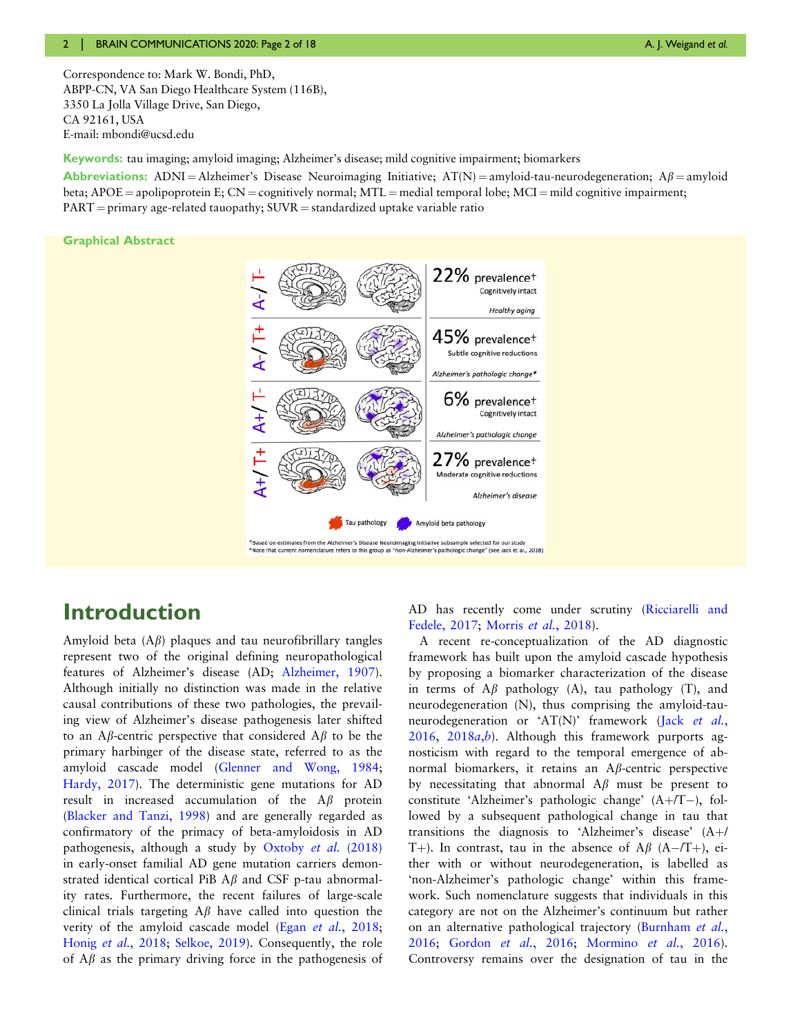Correspondence to: Mark W. Bondi, PhD,
ABPP-CN, VA San Diego Healthcare System (116B),
3350 La Jolla Village Drive, San Diego,
CA 92161, USA
E-mail: mbondi@ucsd.edu

**Keywords:** tau imaging; amyloid imaging; Alzheimer's disease; mild cognitive impairment; biomarkers

**Abbreviations:** ADNI = Alzheimer's Disease Neuroimaging Initiative; AT(N) = amyloid-tau-neurodegeneration; Aβ = amyloid beta; APOE = apolipoprotein E; CN = cognitively normal; MTL = medial temporal lobe; MCI = mild cognitive impairment; PART = primary age-related tauopathy; SUVR = standardized uptake variable ratio

**Graphical Abstract**

A−/T−: 22% prevalence† — Cognitively intact — *Healthy aging*

A−/T+: 45% prevalence† — Subtle cognitive reductions — *Alzheimer's pathologic change\**

A+/T−: 6% prevalence† — Cognitively intact — *Alzheimer's pathologic change*

A+/T+: 27% prevalence† — Moderate cognitive reductions — *Alzheimer's disease*

Tau pathology; Amyloid beta pathology

†Based on estimates from the Alzheimer's Disease Neuroimaging Initiative subsample selected for our study
\*Note that current nomenclature refers to this group as "non-Alzheimer's pathologic change" (see Jack et al., 2018)

# Introduction

Amyloid beta (Aβ) plaques and tau neurofibrillary tangles represent two of the original defining neuropathological features of Alzheimer's disease (AD; Alzheimer, 1907). Although initially no distinction was made in the relative causal contributions of these two pathologies, the prevailing view of Alzheimer's disease pathogenesis later shifted to an Aβ-centric perspective that considered Aβ to be the primary harbinger of the disease state, referred to as the amyloid cascade model (Glenner and Wong, 1984; Hardy, 2017). The deterministic gene mutations for AD result in increased accumulation of the Aβ protein (Blacker and Tanzi, 1998) and are generally regarded as confirmatory of the primacy of beta-amyloidosis in AD pathogenesis, although a study by Oxtoby *et al.* (2018) in early-onset familial AD gene mutation carriers demonstrated identical cortical PiB Aβ and CSF p-tau abnormality rates. Furthermore, the recent failures of large-scale clinical trials targeting Aβ have called into question the verity of the amyloid cascade model (Egan *et al.*, 2018; Honig *et al.*, 2018; Selkoe, 2019). Consequently, the role of Aβ as the primary driving force in the pathogenesis of AD has recently come under scrutiny (Ricciarelli and Fedele, 2017; Morris *et al.*, 2018).

A recent re-conceptualization of the AD diagnostic framework has built upon the amyloid cascade hypothesis by proposing a biomarker characterization of the disease in terms of Aβ pathology (A), tau pathology (T), and neurodegeneration (N), thus comprising the amyloid-tau-neurodegeneration or 'AT(N)' framework (Jack *et al.*, 2016, 2018*a*,*b*). Although this framework purports agnosticism with regard to the temporal emergence of abnormal biomarkers, it retains an Aβ-centric perspective by necessitating that abnormal Aβ must be present to constitute 'Alzheimer's pathologic change' (A+/T−), followed by a subsequent pathological change in tau that transitions the diagnosis to 'Alzheimer's disease' (A+/T+). In contrast, tau in the absence of Aβ (A−/T+), either with or without neurodegeneration, is labelled as 'non-Alzheimer's pathologic change' within this framework. Such nomenclature suggests that individuals in this category are not on the Alzheimer's continuum but rather on an alternative pathological trajectory (Burnham *et al.*, 2016; Gordon *et al.*, 2016; Mormino *et al.*, 2016). Controversy remains over the designation of tau in the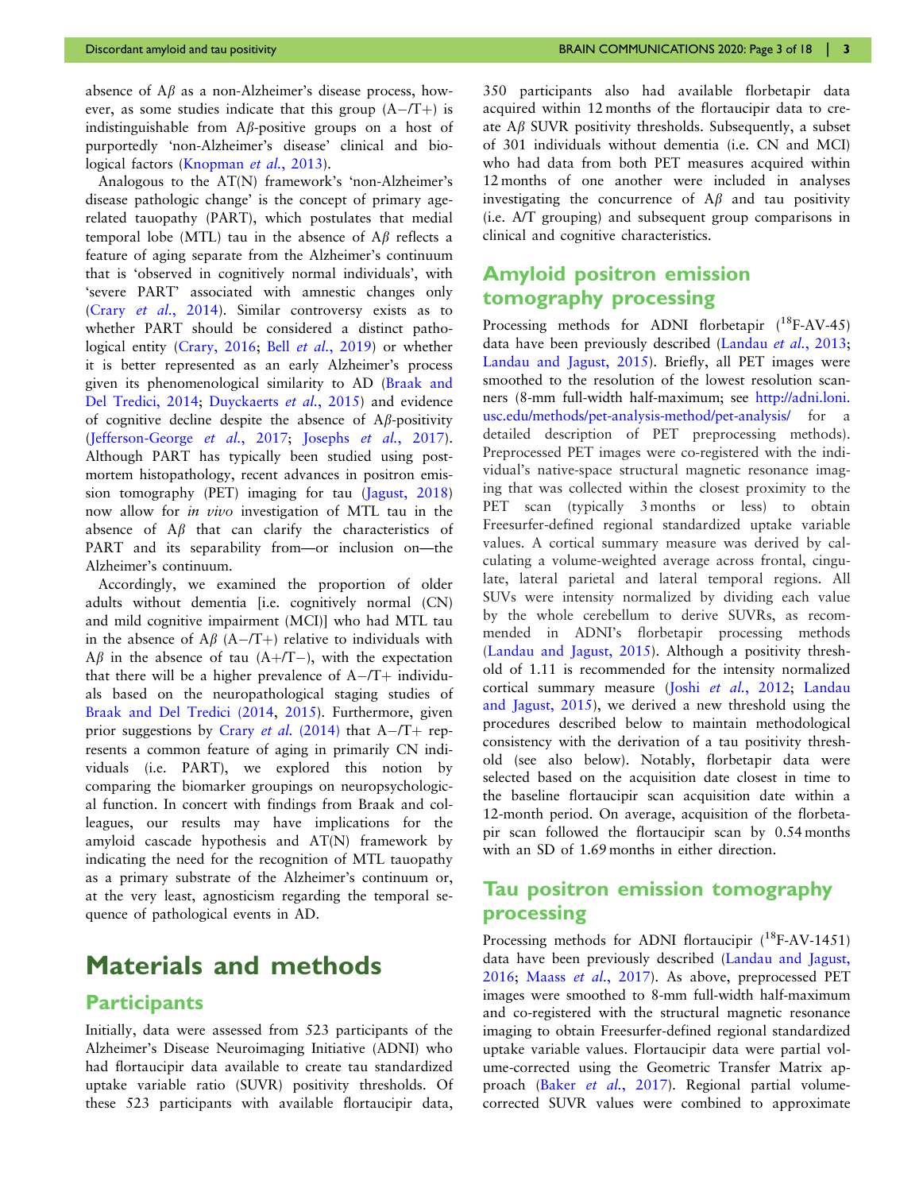absence of Aβ as a non-Alzheimer's disease process, however, as some studies indicate that this group (A−/T+) is indistinguishable from Aβ-positive groups on a host of purportedly 'non-Alzheimer's disease' clinical and biological factors (Knopman *et al.*, 2013).

Analogous to the AT(N) framework's 'non-Alzheimer's disease pathologic change' is the concept of primary age-related tauopathy (PART), which postulates that medial temporal lobe (MTL) tau in the absence of Aβ reflects a feature of aging separate from the Alzheimer's continuum that is 'observed in cognitively normal individuals', with 'severe PART' associated with amnestic changes only (Crary *et al.*, 2014). Similar controversy exists as to whether PART should be considered a distinct pathological entity (Crary, 2016; Bell *et al.*, 2019) or whether it is better represented as an early Alzheimer's process given its phenomenological similarity to AD (Braak and Del Tredici, 2014; Duyckaerts *et al.*, 2015) and evidence of cognitive decline despite the absence of Aβ-positivity (Jefferson-George *et al.*, 2017; Josephs *et al.*, 2017). Although PART has typically been studied using postmortem histopathology, recent advances in positron emission tomography (PET) imaging for tau (Jagust, 2018) now allow for *in vivo* investigation of MTL tau in the absence of Aβ that can clarify the characteristics of PART and its separability from—or inclusion on—the Alzheimer's continuum.

Accordingly, we examined the proportion of older adults without dementia [i.e. cognitively normal (CN) and mild cognitive impairment (MCI)] who had MTL tau in the absence of Aβ (A−/T+) relative to individuals with Aβ in the absence of tau (A+/T−), with the expectation that there will be a higher prevalence of A−/T+ individuals based on the neuropathological staging studies of Braak and Del Tredici (2014, 2015). Furthermore, given prior suggestions by Crary *et al.* (2014) that A−/T+ represents a common feature of aging in primarily CN individuals (i.e. PART), we explored this notion by comparing the biomarker groupings on neuropsychological function. In concert with findings from Braak and colleagues, our results may have implications for the amyloid cascade hypothesis and AT(N) framework by indicating the need for the recognition of MTL tauopathy as a primary substrate of the Alzheimer's continuum or, at the very least, agnosticism regarding the temporal sequence of pathological events in AD.

# Materials and methods

## Participants

Initially, data were assessed from 523 participants of the Alzheimer's Disease Neuroimaging Initiative (ADNI) who had flortaucipir data available to create tau standardized uptake variable ratio (SUVR) positivity thresholds. Of these 523 participants with available flortaucipir data, 350 participants also had available florbetapir data acquired within 12 months of the flortaucipir data to create Aβ SUVR positivity thresholds. Subsequently, a subset of 301 individuals without dementia (i.e. CN and MCI) who had data from both PET measures acquired within 12 months of one another were included in analyses investigating the concurrence of Aβ and tau positivity (i.e. A/T grouping) and subsequent group comparisons in clinical and cognitive characteristics.

## Amyloid positron emission tomography processing

Processing methods for ADNI florbetapir ($^{18}$F-AV-45) data have been previously described (Landau *et al.*, 2013; Landau and Jagust, 2015). Briefly, all PET images were smoothed to the resolution of the lowest resolution scanners (8-mm full-width half-maximum; see http://adni.loni.usc.edu/methods/pet-analysis-method/pet-analysis/ for a detailed description of PET preprocessing methods). Preprocessed PET images were co-registered with the individual's native-space structural magnetic resonance imaging that was collected within the closest proximity to the PET scan (typically 3 months or less) to obtain Freesurfer-defined regional standardized uptake variable values. A cortical summary measure was derived by calculating a volume-weighted average across frontal, cingulate, lateral parietal and lateral temporal regions. All SUVs were intensity normalized by dividing each value by the whole cerebellum to derive SUVRs, as recommended in ADNI's florbetapir processing methods (Landau and Jagust, 2015). Although a positivity threshold of 1.11 is recommended for the intensity normalized cortical summary measure (Joshi *et al.*, 2012; Landau and Jagust, 2015), we derived a new threshold using the procedures described below to maintain methodological consistency with the derivation of a tau positivity threshold (see also below). Notably, florbetapir data were selected based on the acquisition date closest in time to the baseline flortaucipir scan acquisition date within a 12-month period. On average, acquisition of the florbetapir scan followed the flortaucipir scan by 0.54 months with an SD of 1.69 months in either direction.

## Tau positron emission tomography processing

Processing methods for ADNI flortaucipir ($^{18}$F-AV-1451) data have been previously described (Landau and Jagust, 2016; Maass *et al.*, 2017). As above, preprocessed PET images were smoothed to 8-mm full-width half-maximum and co-registered with the structural magnetic resonance imaging to obtain Freesurfer-defined regional standardized uptake variable values. Flortaucipir data were partial volume-corrected using the Geometric Transfer Matrix approach (Baker *et al.*, 2017). Regional partial volume-corrected SUVR values were combined to approximate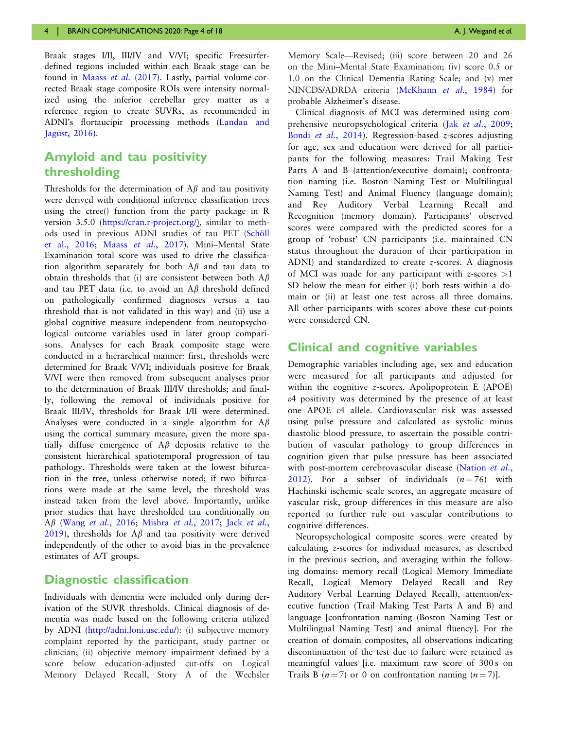Braak stages I/II, III/IV and V/VI; specific Freesurfer-defined regions included within each Braak stage can be found in Maass *et al.* (2017). Lastly, partial volume-corrected Braak stage composite ROIs were intensity normalized using the inferior cerebellar grey matter as a reference region to create SUVRs, as recommended in ADNI's flortaucipir processing methods (Landau and Jagust, 2016).

## Amyloid and tau positivity thresholding

Thresholds for the determination of Aβ and tau positivity were derived with conditional inference classification trees using the ctree() function from the party package in R version 3.5.0 (https://cran.r-project.org/), similar to methods used in previous ADNI studies of tau PET (Schöll et al., 2016; Maass *et al.*, 2017). Mini–Mental State Examination total score was used to drive the classification algorithm separately for both Aβ and tau data to obtain thresholds that (i) are consistent between both Aβ and tau PET data (i.e. to avoid an Aβ threshold defined on pathologically confirmed diagnoses versus a tau threshold that is not validated in this way) and (ii) use a global cognitive measure independent from neuropsychological outcome variables used in later group comparisons. Analyses for each Braak composite stage were conducted in a hierarchical manner: first, thresholds were determined for Braak V/VI; individuals positive for Braak V/VI were then removed from subsequent analyses prior to the determination of Braak III/IV thresholds; and finally, following the removal of individuals positive for Braak III/IV, thresholds for Braak I/II were determined. Analyses were conducted in a single algorithm for Aβ using the cortical summary measure, given the more spatially diffuse emergence of Aβ deposits relative to the consistent hierarchical spatiotemporal progression of tau pathology. Thresholds were taken at the lowest bifurcation in the tree, unless otherwise noted; if two bifurcations were made at the same level, the threshold was instead taken from the level above. Importantly, unlike prior studies that have thresholded tau conditionally on Aβ (Wang *et al.*, 2016; Mishra *et al.*, 2017; Jack *et al.*, 2019), thresholds for Aβ and tau positivity were derived independently of the other to avoid bias in the prevalence estimates of A/T groups.

## Diagnostic classification

Individuals with dementia were included only during derivation of the SUVR thresholds. Clinical diagnosis of dementia was made based on the following criteria utilized by ADNI (http://adni.loni.usc.edu/): (i) subjective memory complaint reported by the participant, study partner or clinician; (ii) objective memory impairment defined by a score below education-adjusted cut-offs on Logical Memory Delayed Recall, Story A of the Wechsler Memory Scale—Revised; (iii) score between 20 and 26 on the Mini–Mental State Examination; (iv) score 0.5 or 1.0 on the Clinical Dementia Rating Scale; and (v) met NINCDS/ADRDA criteria (McKhann *et al.*, 1984) for probable Alzheimer's disease.

Clinical diagnosis of MCI was determined using comprehensive neuropsychological criteria (Jak *et al.*, 2009; Bondi *et al.*, 2014). Regression-based *z*-scores adjusting for age, sex and education were derived for all participants for the following measures: Trail Making Test Parts A and B (attention/executive domain); confrontation naming (i.e. Boston Naming Test or Multilingual Naming Test) and Animal Fluency (language domain); and Rey Auditory Verbal Learning Recall and Recognition (memory domain). Participants' observed scores were compared with the predicted scores for a group of 'robust' CN participants (i.e. maintained CN status throughout the duration of their participation in ADNI) and standardized to create *z*-scores. A diagnosis of MCI was made for any participant with *z*-scores >1 SD below the mean for either (i) both tests within a domain or (ii) at least one test across all three domains. All other participants with scores above these cut-points were considered CN.

## Clinical and cognitive variables

Demographic variables including age, sex and education were measured for all participants and adjusted for within the cognitive *z*-scores. Apolipoprotein E (APOE) ε4 positivity was determined by the presence of at least one APOE ε4 allele. Cardiovascular risk was assessed using pulse pressure and calculated as systolic minus diastolic blood pressure, to ascertain the possible contribution of vascular pathology to group differences in cognition given that pulse pressure has been associated with post-mortem cerebrovascular disease (Nation *et al.*, 2012). For a subset of individuals ($n = 76$) with Hachinski ischemic scale scores, an aggregate measure of vascular risk, group differences in this measure are also reported to further rule out vascular contributions to cognitive differences.

Neuropsychological composite scores were created by calculating *z*-scores for individual measures, as described in the previous section, and averaging within the following domains: memory recall (Logical Memory Immediate Recall, Logical Memory Delayed Recall and Rey Auditory Verbal Learning Delayed Recall), attention/executive function (Trail Making Test Parts A and B) and language [confrontation naming (Boston Naming Test or Multilingual Naming Test) and animal fluency]. For the creation of domain composites, all observations indicating discontinuation of the test due to failure were retained as meaningful values [i.e. maximum raw score of 300 s on Trails B ($n = 7$) or 0 on confrontation naming ($n = 7$)].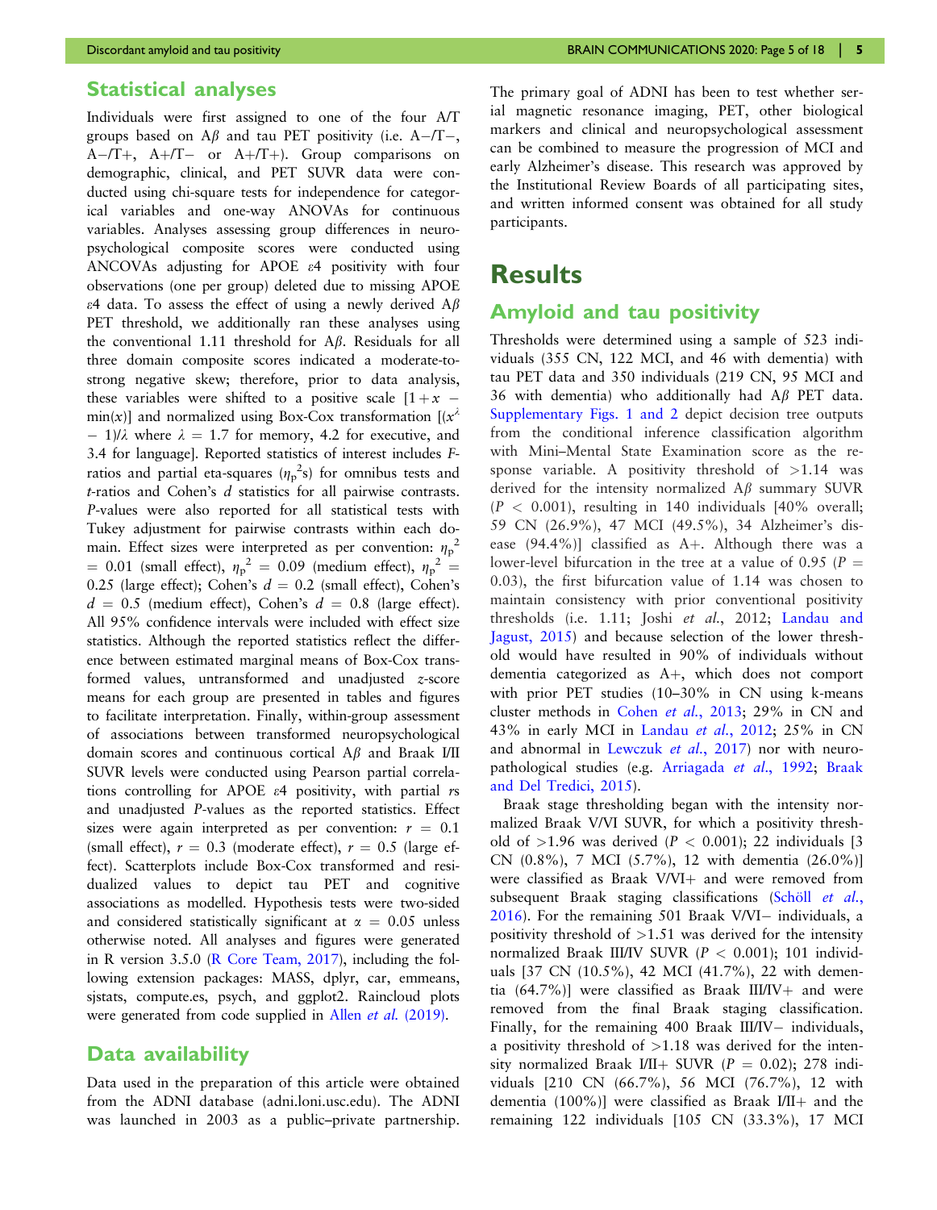## Statistical analyses

Individuals were first assigned to one of the four A/T groups based on Aβ and tau PET positivity (i.e. A−/T−, A−/T+, A+/T− or A+/T+). Group comparisons on demographic, clinical, and PET SUVR data were conducted using chi-square tests for independence for categorical variables and one-way ANOVAs for continuous variables. Analyses assessing group differences in neuropsychological composite scores were conducted using ANCOVAs adjusting for APOE ε4 positivity with four observations (one per group) deleted due to missing APOE ε4 data. To assess the effect of using a newly derived Aβ PET threshold, we additionally ran these analyses using the conventional 1.11 threshold for Aβ. Residuals for all three domain composite scores indicated a moderate-to-strong negative skew; therefore, prior to data analysis, these variables were shifted to a positive scale $[1 + x - \min(x)]$ and normalized using Box-Cox transformation $[(x^{\lambda} - 1)/\lambda$ where $\lambda = 1.7$ for memory, 4.2 for executive, and 3.4 for language]. Reported statistics of interest includes *F*-ratios and partial eta-squares ($\eta_p^2$s) for omnibus tests and *t*-ratios and Cohen's *d* statistics for all pairwise contrasts. *P*-values were also reported for all statistical tests with Tukey adjustment for pairwise contrasts within each domain. Effect sizes were interpreted as per convention: $\eta_p^2 = 0.01$ (small effect), $\eta_p^2 = 0.09$ (medium effect), $\eta_p^2 = 0.25$ (large effect); Cohen's $d = 0.2$ (small effect), Cohen's $d = 0.5$ (medium effect), Cohen's $d = 0.8$ (large effect). All 95% confidence intervals were included with effect size statistics. Although the reported statistics reflect the difference between estimated marginal means of Box-Cox transformed values, untransformed and unadjusted *z*-score means for each group are presented in tables and figures to facilitate interpretation. Finally, within-group assessment of associations between transformed neuropsychological domain scores and continuous cortical Aβ and Braak I/II SUVR levels were conducted using Pearson partial correlations controlling for APOE ε4 positivity, with partial *r*s and unadjusted *P*-values as the reported statistics. Effect sizes were again interpreted as per convention: $r = 0.1$ (small effect), $r = 0.3$ (moderate effect), $r = 0.5$ (large effect). Scatterplots include Box-Cox transformed and residualized values to depict tau PET and cognitive associations as modelled. Hypothesis tests were two-sided and considered statistically significant at $\alpha = 0.05$ unless otherwise noted. All analyses and figures were generated in R version 3.5.0 (R Core Team, 2017), including the following extension packages: MASS, dplyr, car, emmeans, sjstats, compute.es, psych, and ggplot2. Raincloud plots were generated from code supplied in Allen *et al.* (2019).

## Data availability

Data used in the preparation of this article were obtained from the ADNI database (adni.loni.usc.edu). The ADNI was launched in 2003 as a public–private partnership. The primary goal of ADNI has been to test whether serial magnetic resonance imaging, PET, other biological markers and clinical and neuropsychological assessment can be combined to measure the progression of MCI and early Alzheimer's disease. This research was approved by the Institutional Review Boards of all participating sites, and written informed consent was obtained for all study participants.

# Results

## Amyloid and tau positivity

Thresholds were determined using a sample of 523 individuals (355 CN, 122 MCI, and 46 with dementia) with tau PET data and 350 individuals (219 CN, 95 MCI and 36 with dementia) who additionally had Aβ PET data. Supplementary Figs. 1 and 2 depict decision tree outputs from the conditional inference classification algorithm with Mini–Mental State Examination score as the response variable. A positivity threshold of >1.14 was derived for the intensity normalized Aβ summary SUVR ($P < 0.001$), resulting in 140 individuals [40% overall; 59 CN (26.9%), 47 MCI (49.5%), 34 Alzheimer's disease (94.4%)] classified as A+. Although there was a lower-level bifurcation in the tree at a value of 0.95 ($P = 0.03$), the first bifurcation value of 1.14 was chosen to maintain consistency with prior conventional positivity thresholds (i.e. 1.11; Joshi *et al.*, 2012; Landau and Jagust, 2015) and because selection of the lower threshold would have resulted in 90% of individuals without dementia categorized as A+, which does not comport with prior PET studies (10–30% in CN using k-means cluster methods in Cohen *et al.*, 2013; 29% in CN and 43% in early MCI in Landau *et al.*, 2012; 25% in CN and abnormal in Lewczuk *et al.*, 2017) nor with neuropathological studies (e.g. Arriagada *et al.*, 1992; Braak and Del Tredici, 2015).

Braak stage thresholding began with the intensity normalized Braak V/VI SUVR, for which a positivity threshold of >1.96 was derived ($P < 0.001$); 22 individuals [3 CN (0.8%), 7 MCI (5.7%), 12 with dementia (26.0%)] were classified as Braak V/VI+ and were removed from subsequent Braak staging classifications (Schöll *et al.*, 2016). For the remaining 501 Braak V/VI− individuals, a positivity threshold of >1.51 was derived for the intensity normalized Braak III/IV SUVR ($P < 0.001$); 101 individuals [37 CN (10.5%), 42 MCI (41.7%), 22 with dementia (64.7%)] were classified as Braak III/IV+ and were removed from the final Braak staging classification. Finally, for the remaining 400 Braak III/IV− individuals, a positivity threshold of >1.18 was derived for the intensity normalized Braak I/II+ SUVR ($P = 0.02$); 278 individuals [210 CN (66.7%), 56 MCI (76.7%), 12 with dementia (100%)] were classified as Braak I/II+ and the remaining 122 individuals [105 CN (33.3%), 17 MCI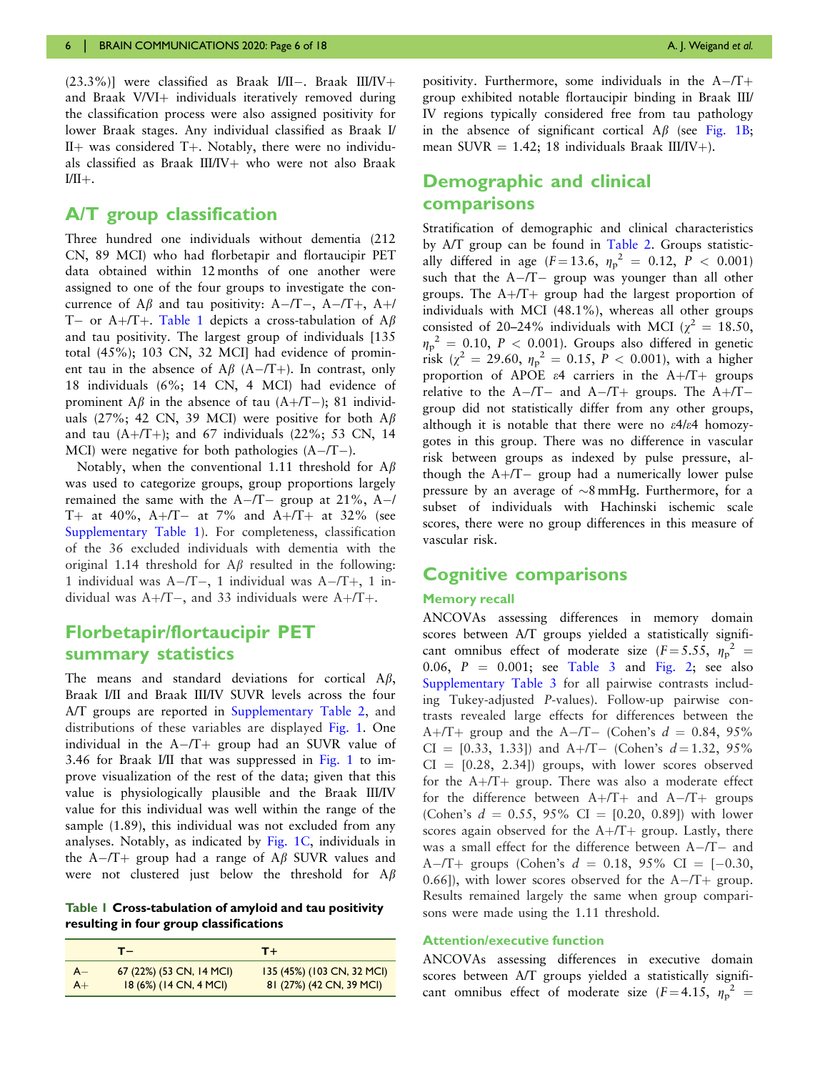(23.3%)] were classified as Braak I/II−. Braak III/IV+ and Braak V/VI+ individuals iteratively removed during the classification process were also assigned positivity for lower Braak stages. Any individual classified as Braak I/II+ was considered T+. Notably, there were no individuals classified as Braak III/IV+ who were not also Braak I/II+.

## A/T group classification

Three hundred one individuals without dementia (212 CN, 89 MCI) who had florbetapir and flortaucipir PET data obtained within 12 months of one another were assigned to one of the four groups to investigate the concurrence of Aβ and tau positivity: A−/T−, A−/T+, A+/T− or A+/T+. Table 1 depicts a cross-tabulation of Aβ and tau positivity. The largest group of individuals [135 total (45%); 103 CN, 32 MCI] had evidence of prominent tau in the absence of Aβ (A−/T+). In contrast, only 18 individuals (6%; 14 CN, 4 MCI) had evidence of prominent Aβ in the absence of tau (A+/T−); 81 individuals (27%; 42 CN, 39 MCI) were positive for both Aβ and tau (A+/T+); and 67 individuals (22%; 53 CN, 14 MCI) were negative for both pathologies (A−/T−).

Notably, when the conventional 1.11 threshold for Aβ was used to categorize groups, group proportions largely remained the same with the A−/T− group at 21%, A−/T+ at 40%, A+/T− at 7% and A+/T+ at 32% (see Supplementary Table 1). For completeness, classification of the 36 excluded individuals with dementia with the original 1.14 threshold for Aβ resulted in the following: 1 individual was A−/T−, 1 individual was A−/T+, 1 individual was A+/T−, and 33 individuals were A+/T+.

## Florbetapir/flortaucipir PET summary statistics

The means and standard deviations for cortical Aβ, Braak I/II and Braak III/IV SUVR levels across the four A/T groups are reported in Supplementary Table 2, and distributions of these variables are displayed Fig. 1. One individual in the A−/T+ group had an SUVR value of 3.46 for Braak I/II that was suppressed in Fig. 1 to improve visualization of the rest of the data; given that this value is physiologically plausible and the Braak III/IV value for this individual was well within the range of the sample (1.89), this individual was not excluded from any analyses. Notably, as indicated by Fig. 1C, individuals in the A−/T+ group had a range of Aβ SUVR values and were not clustered just below the threshold for Aβ positivity. Furthermore, some individuals in the A−/T+ group exhibited notable flortaucipir binding in Braak III/IV regions typically considered free from tau pathology in the absence of significant cortical Aβ (see Fig. 1B; mean SUVR = 1.42; 18 individuals Braak III/IV+).

**Table 1 Cross-tabulation of amyloid and tau positivity resulting in four group classifications**

| | T− | T+ |
|---|---|---|
| A− | 67 (22%) (53 CN, 14 MCI) | 135 (45%) (103 CN, 32 MCI) |
| A+ | 18 (6%) (14 CN, 4 MCI) | 81 (27%) (42 CN, 39 MCI) |

## Demographic and clinical comparisons

Stratification of demographic and clinical characteristics by A/T group can be found in Table 2. Groups statistically differed in age ($F = 13.6$, $\eta_p^2 = 0.12$, $P < 0.001$) such that the A−/T− group was younger than all other groups. The A+/T+ group had the largest proportion of individuals with MCI (48.1%), whereas all other groups consisted of 20–24% individuals with MCI ($\chi^2 = 18.50$, $\eta_p^2 = 0.10$, $P < 0.001$). Groups also differed in genetic risk ($\chi^2 = 29.60$, $\eta_p^2 = 0.15$, $P < 0.001$), with a higher proportion of APOE ε4 carriers in the A+/T+ groups relative to the A−/T− and A−/T+ groups. The A+/T− group did not statistically differ from any other groups, although it is notable that there were no ε4/ε4 homozygotes in this group. There was no difference in vascular risk between groups as indexed by pulse pressure, although the A+/T− group had a numerically lower pulse pressure by an average of ~8 mmHg. Furthermore, for a subset of individuals with Hachinski ischemic scale scores, there were no group differences in this measure of vascular risk.

## Cognitive comparisons

### Memory recall

ANCOVAs assessing differences in memory domain scores between A/T groups yielded a statistically significant omnibus effect of moderate size ($F = 5.55$, $\eta_p^2 = 0.06$, $P = 0.001$; see Table 3 and Fig. 2; see also Supplementary Table 3 for all pairwise contrasts including Tukey-adjusted $P$-values). Follow-up pairwise contrasts revealed large effects for differences between the A+/T+ group and the A−/T− (Cohen's $d = 0.84$, 95% CI = [0.33, 1.33]) and A+/T− (Cohen's $d = 1.32$, 95% CI = [0.28, 2.34]) groups, with lower scores observed for the A+/T+ group. There was also a moderate effect for the difference between A+/T+ and A−/T+ groups (Cohen's $d = 0.55$, 95% CI = [0.20, 0.89]) with lower scores again observed for the A+/T+ group. Lastly, there was a small effect for the difference between A−/T− and A−/T+ groups (Cohen's $d = 0.18$, 95% CI = [−0.30, 0.66]), with lower scores observed for the A−/T+ group. Results remained largely the same when group comparisons were made using the 1.11 threshold.

### Attention/executive function

ANCOVAs assessing differences in executive domain scores between A/T groups yielded a statistically significant omnibus effect of moderate size ($F = 4.15$, $\eta_p^2 =$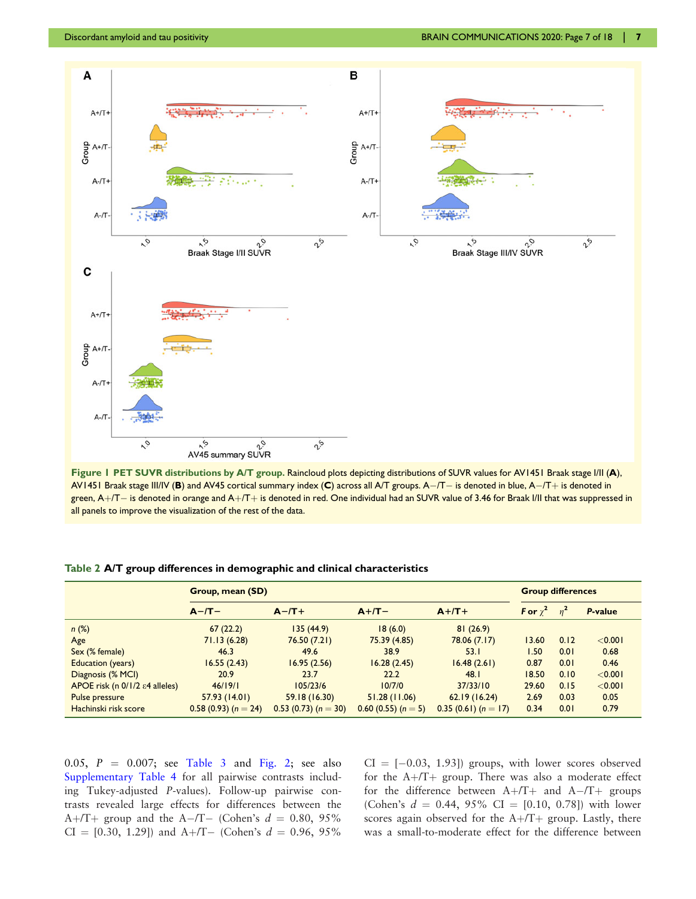**Figure 1 PET SUVR distributions by A/T group.** Raincloud plots depicting distributions of SUVR values for AV1451 Braak stage I/II (**A**), AV1451 Braak stage III/IV (**B**) and AV45 cortical summary index (**C**) across all A/T groups. A−/T− is denoted in blue, A−/T+ is denoted in green, A+/T− is denoted in orange and A+/T+ is denoted in red. One individual had an SUVR value of 3.46 for Braak I/II that was suppressed in all panels to improve the visualization of the rest of the data.

**Table 2 A/T group differences in demographic and clinical characteristics**

| | Group, mean (SD) | | | | Group differences | | |
|---|---|---|---|---|---|---|---|
| | A−/T− | A−/T+ | A+/T− | A+/T+ | F or $\chi^2$ | $\eta^2$ | P-value |
| *n* (%) | 67 (22.2) | 135 (44.9) | 18 (6.0) | 81 (26.9) | | | |
| Age | 71.13 (6.28) | 76.50 (7.21) | 75.39 (4.85) | 78.06 (7.17) | 13.60 | 0.12 | <0.001 |
| Sex (% female) | 46.3 | 49.6 | 38.9 | 53.1 | 1.50 | 0.01 | 0.68 |
| Education (years) | 16.55 (2.43) | 16.95 (2.56) | 16.28 (2.45) | 16.48 (2.61) | 0.87 | 0.01 | 0.46 |
| Diagnosis (% MCI) | 20.9 | 23.7 | 22.2 | 48.1 | 18.50 | 0.10 | <0.001 |
| APOE risk (n 0/1/2 ε4 alleles) | 46/19/1 | 105/23/6 | 10/7/0 | 37/33/10 | 29.60 | 0.15 | <0.001 |
| Pulse pressure | 57.93 (14.01) | 59.18 (16.30) | 51.28 (11.06) | 62.19 (16.24) | 2.69 | 0.03 | 0.05 |
| Hachinski risk score | 0.58 (0.93) (*n* = 24) | 0.53 (0.73) (*n* = 30) | 0.60 (0.55) (*n* = 5) | 0.35 (0.61) (*n* = 17) | 0.34 | 0.01 | 0.79 |

0.05, $P = 0.007$; see Table 3 and Fig. 2; see also Supplementary Table 4 for all pairwise contrasts including Tukey-adjusted *P*-values). Follow-up pairwise contrasts revealed large effects for differences between the A+/T+ group and the A−/T− (Cohen's $d = 0.80$, 95% CI = [0.30, 1.29]) and A+/T− (Cohen's $d = 0.96$, 95% CI = [−0.03, 1.93]) groups, with lower scores observed for the A+/T+ group. There was also a moderate effect for the difference between A+/T+ and A−/T+ groups (Cohen's $d = 0.44$, 95% CI = [0.10, 0.78]) with lower scores again observed for the A+/T+ group. Lastly, there was a small-to-moderate effect for the difference between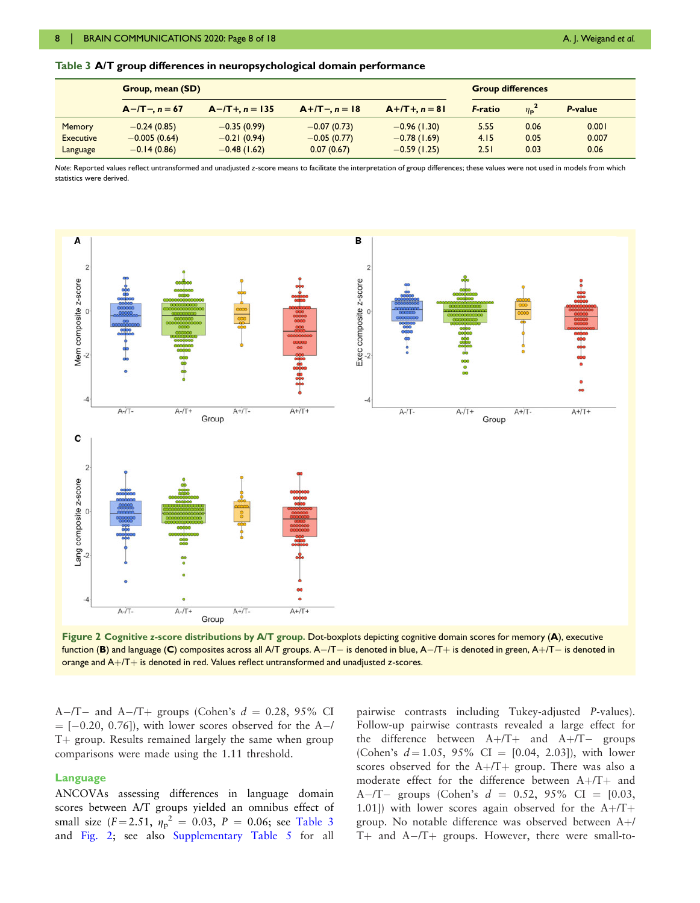**Table 3 A/T group differences in neuropsychological domain performance**

| | Group, mean (SD) | | | | Group differences | | |
|---|---|---|---|---|---|---|---|
| | A−/T−, *n* = 67 | A−/T+, *n* = 135 | A+/T−, *n* = 18 | A+/T+, *n* = 81 | *F*-ratio | $\eta_p^2$ | *P*-value |
| Memory | −0.24 (0.85) | −0.35 (0.99) | −0.07 (0.73) | −0.96 (1.30) | 5.55 | 0.06 | 0.001 |
| Executive | −0.005 (0.64) | −0.21 (0.94) | −0.05 (0.77) | −0.78 (1.69) | 4.15 | 0.05 | 0.007 |
| Language | −0.14 (0.86) | −0.48 (1.62) | 0.07 (0.67) | −0.59 (1.25) | 2.51 | 0.03 | 0.06 |

*Note*: Reported values reflect untransformed and unadjusted z-score means to facilitate the interpretation of group differences; these values were not used in models from which statistics were derived.

**Figure 2 Cognitive z-score distributions by A/T group.** Dot-boxplots depicting cognitive domain scores for memory (**A**), executive function (**B**) and language (**C**) composites across all A/T groups. A−/T− is denoted in blue, A−/T+ is denoted in green, A+/T− is denoted in orange and A+/T+ is denoted in red. Values reflect untransformed and unadjusted z-scores.

A−/T− and A−/T+ groups (Cohen's $d$ = 0.28, 95% CI = [−0.20, 0.76]), with lower scores observed for the A−/T+ group. Results remained largely the same when group comparisons were made using the 1.11 threshold.

## Language

ANCOVAs assessing differences in language domain scores between A/T groups yielded an omnibus effect of small size ($F$=2.51, $\eta_p^2$ = 0.03, $P$ = 0.06; see Table 3 and Fig. 2; see also Supplementary Table 5 for all pairwise contrasts including Tukey-adjusted $P$-values). Follow-up pairwise contrasts revealed a large effect for the difference between A+/T+ and A+/T− groups (Cohen's $d$=1.05, 95% CI = [0.04, 2.03]), with lower scores observed for the A+/T+ group. There was also a moderate effect for the difference between A+/T+ and A−/T− groups (Cohen's $d$ = 0.52, 95% CI = [0.03, 1.01]) with lower scores again observed for the A+/T+ group. No notable difference was observed between A+/T+ and A−/T+ groups. However, there were small-to-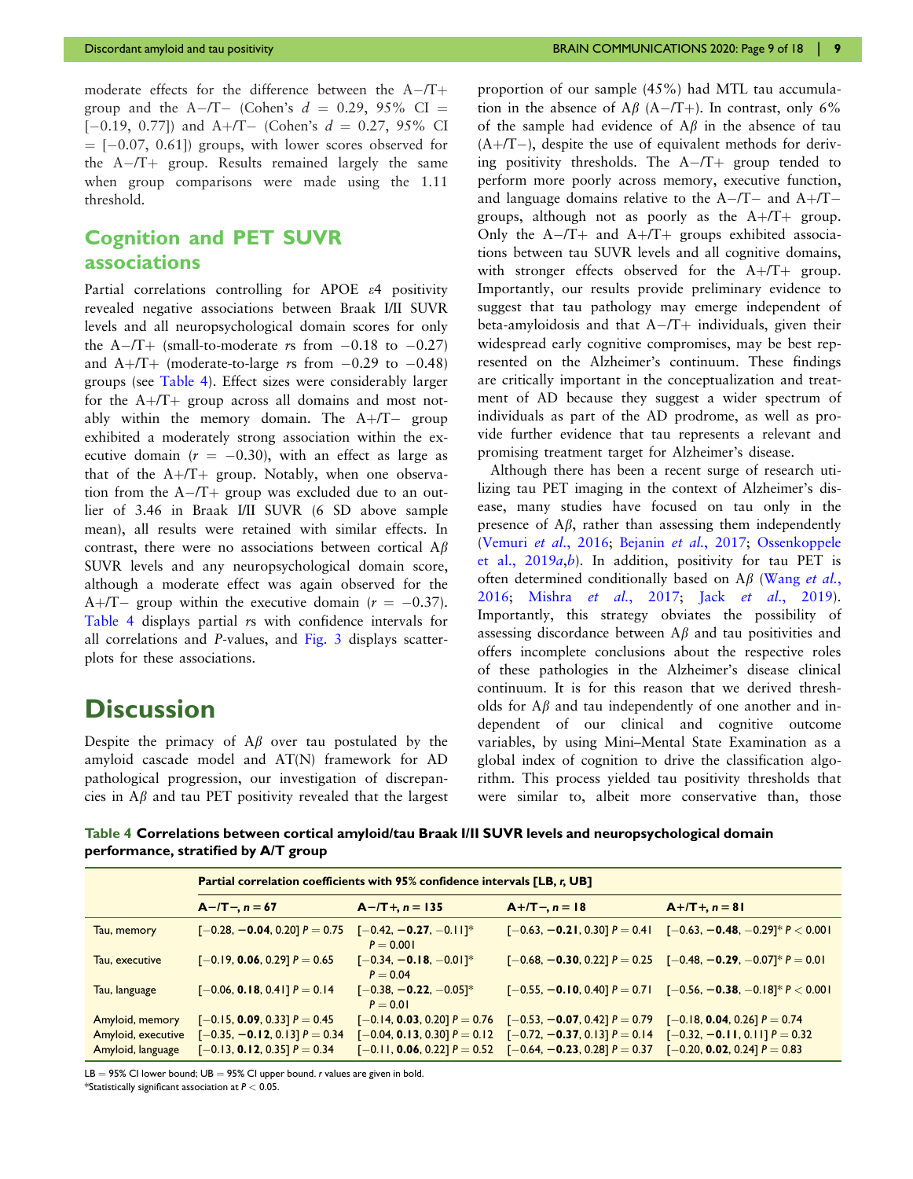moderate effects for the difference between the A−/T+ group and the A−/T− (Cohen's $d$ = 0.29, 95% CI = [−0.19, 0.77]) and A+/T− (Cohen's $d$ = 0.27, 95% CI = [−0.07, 0.61]) groups, with lower scores observed for the A−/T+ group. Results remained largely the same when group comparisons were made using the 1.11 threshold.

## Cognition and PET SUVR associations

Partial correlations controlling for APOE ε4 positivity revealed negative associations between Braak I/II SUVR levels and all neuropsychological domain scores for only the A−/T+ (small-to-moderate *r*s from −0.18 to −0.27) and A+/T+ (moderate-to-large *r*s from −0.29 to −0.48) groups (see Table 4). Effect sizes were considerably larger for the A+/T+ group across all domains and most notably within the memory domain. The A+/T− group exhibited a moderately strong association within the executive domain ($r$ = −0.30), with an effect as large as that of the A+/T+ group. Notably, when one observation from the A−/T+ group was excluded due to an outlier of 3.46 in Braak I/II SUVR (6 SD above sample mean), all results were retained with similar effects. In contrast, there were no associations between cortical Aβ SUVR levels and any neuropsychological domain score, although a moderate effect was again observed for the A+/T− group within the executive domain ($r$ = −0.37). Table 4 displays partial *r*s with confidence intervals for all correlations and *P*-values, and Fig. 3 displays scatterplots for these associations.

# Discussion

Despite the primacy of Aβ over tau postulated by the amyloid cascade model and AT(N) framework for AD pathological progression, our investigation of discrepancies in Aβ and tau PET positivity revealed that the largest proportion of our sample (45%) had MTL tau accumulation in the absence of Aβ (A−/T+). In contrast, only 6% of the sample had evidence of Aβ in the absence of tau (A+/T−), despite the use of equivalent methods for deriving positivity thresholds. The A−/T+ group tended to perform more poorly across memory, executive function, and language domains relative to the A−/T− and A+/T− groups, although not as poorly as the A+/T+ group. Only the A−/T+ and A+/T+ groups exhibited associations between tau SUVR levels and all cognitive domains, with stronger effects observed for the A+/T+ group. Importantly, our results provide preliminary evidence to suggest that tau pathology may emerge independent of beta-amyloidosis and that A−/T+ individuals, given their widespread early cognitive compromises, may be best represented on the Alzheimer's continuum. These findings are critically important in the conceptualization and treatment of AD because they suggest a wider spectrum of individuals as part of the AD prodrome, as well as provide further evidence that tau represents a relevant and promising treatment target for Alzheimer's disease.

Although there has been a recent surge of research utilizing tau PET imaging in the context of Alzheimer's disease, many studies have focused on tau only in the presence of Aβ, rather than assessing them independently (Vemuri *et al.*, 2016; Bejanin *et al.*, 2017; Ossenkoppele et al., 2019*a*,*b*). In addition, positivity for tau PET is often determined conditionally based on Aβ (Wang *et al.*, 2016; Mishra *et al.*, 2017; Jack *et al.*, 2019). Importantly, this strategy obviates the possibility of assessing discordance between Aβ and tau positivities and offers incomplete conclusions about the respective roles of these pathologies in the Alzheimer's disease clinical continuum. It is for this reason that we derived thresholds for Aβ and tau independently of one another and independent of our clinical and cognitive outcome variables, by using Mini–Mental State Examination as a global index of cognition to drive the classification algorithm. This process yielded tau positivity thresholds that were similar to, albeit more conservative than, those

**Table 4 Correlations between cortical amyloid/tau Braak I/II SUVR levels and neuropsychological domain performance, stratified by A/T group**

| | Partial correlation coefficients with 95% confidence intervals [LB, *r*, UB] | | | |
|---|---|---|---|---|
| | A−/T−, n = 67 | A−/T+, n = 135 | A+/T−, n = 18 | A+/T+, n = 81 |
| Tau, memory | [−0.28, **−0.04**, 0.20] $P$ = 0.75 | [−0.42, **−0.27**, −0.11]* $P$ = 0.001 | [−0.63, **−0.21**, 0.30] $P$ = 0.41 | [−0.63, **−0.48**, −0.29]* $P$ < 0.001 |
| Tau, executive | [−0.19, **0.06**, 0.29] $P$ = 0.65 | [−0.34, **−0.18**, −0.01]* $P$ = 0.04 | [−0.68, **−0.30**, 0.22] $P$ = 0.25 | [−0.48, **−0.29**, −0.07]* $P$ = 0.01 |
| Tau, language | [−0.06, **0.18**, 0.41] $P$ = 0.14 | [−0.38, **−0.22**, −0.05]* $P$ = 0.01 | [−0.55, **−0.10**, 0.40] $P$ = 0.71 | [−0.56, **−0.38**, −0.18]* $P$ < 0.001 |
| Amyloid, memory | [−0.15, **0.09**, 0.33] $P$ = 0.45 | [−0.14, **0.03**, 0.20] $P$ = 0.76 | [−0.53, **−0.07**, 0.42] $P$ = 0.79 | [−0.18, **0.04**, 0.26] $P$ = 0.74 |
| Amyloid, executive | [−0.35, **−0.12**, 0.13] $P$ = 0.34 | [−0.04, **0.13**, 0.30] $P$ = 0.12 | [−0.72, **−0.37**, 0.13] $P$ = 0.14 | [−0.32, **−0.11**, 0.11] $P$ = 0.32 |
| Amyloid, language | [−0.13, **0.12**, 0.35] $P$ = 0.34 | [−0.11, **0.06**, 0.22] $P$ = 0.52 | [−0.64, **−0.23**, 0.28] $P$ = 0.37 | [−0.20, **0.02**, 0.24] $P$ = 0.83 |

LB = 95% CI lower bound; UB = 95% CI upper bound. *r* values are given in bold.
*Statistically significant association at $P$ < 0.05.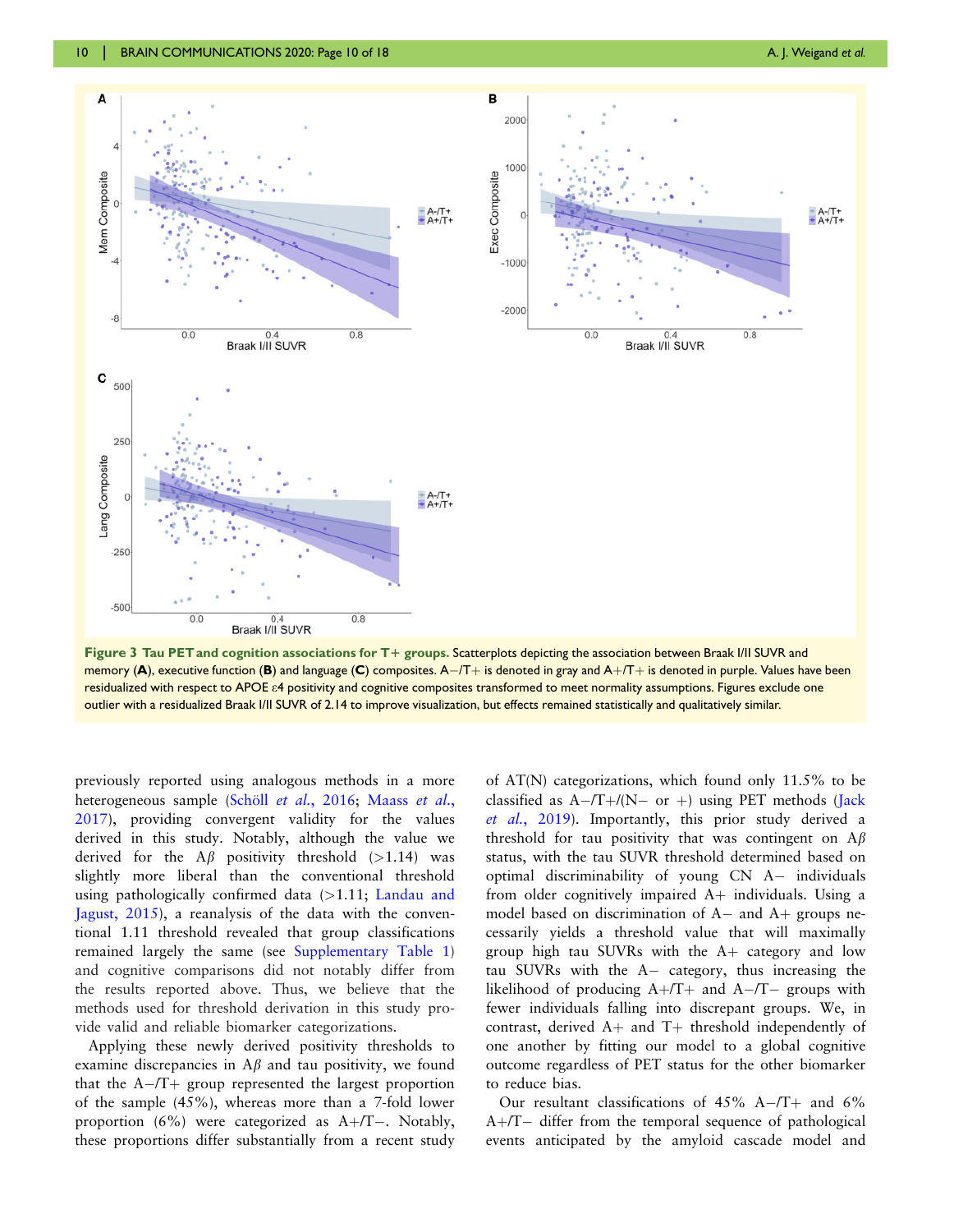**Figure 3 Tau PET and cognition associations for T+ groups.** Scatterplots depicting the association between Braak I/II SUVR and memory (**A**), executive function (**B**) and language (**C**) composites. A−/T+ is denoted in gray and A+/T+ is denoted in purple. Values have been residualized with respect to APOE ε4 positivity and cognitive composites transformed to meet normality assumptions. Figures exclude one outlier with a residualized Braak I/II SUVR of 2.14 to improve visualization, but effects remained statistically and qualitatively similar.

previously reported using analogous methods in a more heterogeneous sample (Schöll *et al.*, 2016; Maass *et al.*, 2017), providing convergent validity for the values derived in this study. Notably, although the value we derived for the Aβ positivity threshold (>1.14) was slightly more liberal than the conventional threshold using pathologically confirmed data (>1.11; Landau and Jagust, 2015), a reanalysis of the data with the conventional 1.11 threshold revealed that group classifications remained largely the same (see Supplementary Table 1) and cognitive comparisons did not notably differ from the results reported above. Thus, we believe that the methods used for threshold derivation in this study provide valid and reliable biomarker categorizations.

Applying these newly derived positivity thresholds to examine discrepancies in Aβ and tau positivity, we found that the A−/T+ group represented the largest proportion of the sample (45%), whereas more than a 7-fold lower proportion (6%) were categorized as A+/T−. Notably, these proportions differ substantially from a recent study of AT(N) categorizations, which found only 11.5% to be classified as A−/T+/(N− or +) using PET methods (Jack *et al.*, 2019). Importantly, this prior study derived a threshold for tau positivity that was contingent on Aβ status, with the tau SUVR threshold determined based on optimal discriminability of young CN A− individuals from older cognitively impaired A+ individuals. Using a model based on discrimination of A− and A+ groups necessarily yields a threshold value that will maximally group high tau SUVRs with the A+ category and low tau SUVRs with the A− category, thus increasing the likelihood of producing A+/T+ and A−/T− groups with fewer individuals falling into discrepant groups. We, in contrast, derived A+ and T+ threshold independently of one another by fitting our model to a global cognitive outcome regardless of PET status for the other biomarker to reduce bias.

Our resultant classifications of 45% A−/T+ and 6% A+/T− differ from the temporal sequence of pathological events anticipated by the amyloid cascade model and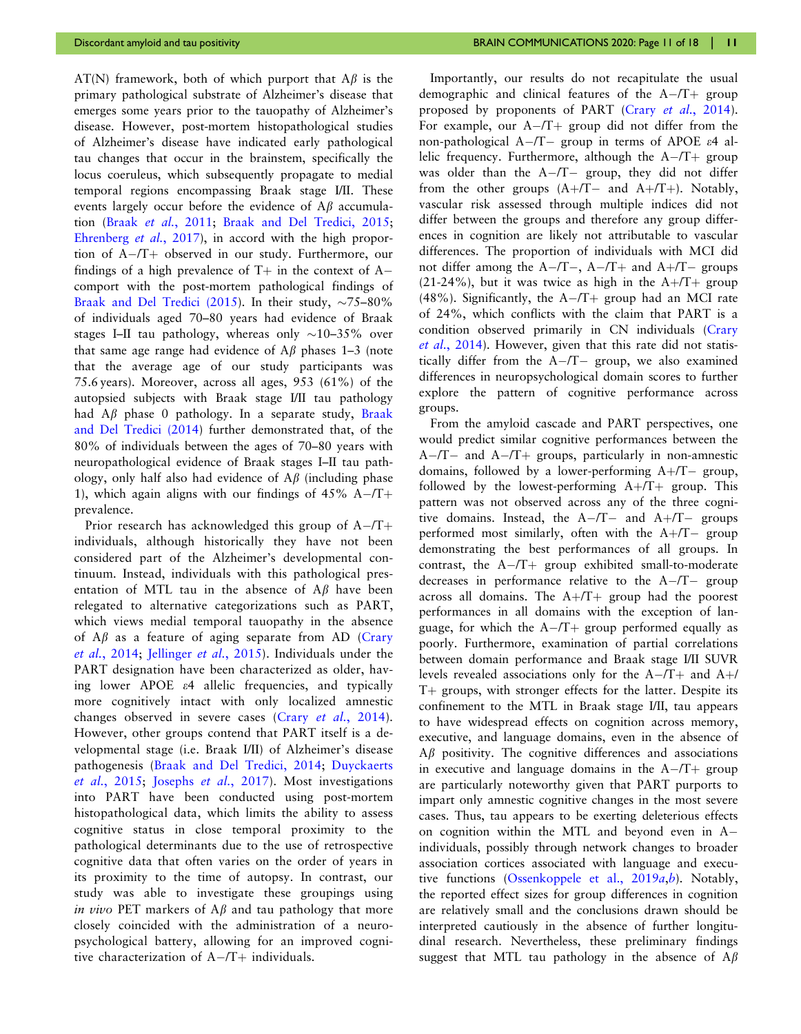AT(N) framework, both of which purport that Aβ is the primary pathological substrate of Alzheimer's disease that emerges some years prior to the tauopathy of Alzheimer's disease. However, post-mortem histopathological studies of Alzheimer's disease have indicated early pathological tau changes that occur in the brainstem, specifically the locus coeruleus, which subsequently propagate to medial temporal regions encompassing Braak stage I/II. These events largely occur before the evidence of Aβ accumulation (Braak *et al.*, 2011; Braak and Del Tredici, 2015; Ehrenberg *et al.*, 2017), in accord with the high proportion of A−/T+ observed in our study. Furthermore, our findings of a high prevalence of T+ in the context of A− comport with the post-mortem pathological findings of Braak and Del Tredici (2015). In their study, ∼75–80% of individuals aged 70–80 years had evidence of Braak stages I–II tau pathology, whereas only ∼10–35% over that same age range had evidence of Aβ phases 1–3 (note that the average age of our study participants was 75.6 years). Moreover, across all ages, 953 (61%) of the autopsied subjects with Braak stage I/II tau pathology had Aβ phase 0 pathology. In a separate study, Braak and Del Tredici (2014) further demonstrated that, of the 80% of individuals between the ages of 70–80 years with neuropathological evidence of Braak stages I–II tau pathology, only half also had evidence of Aβ (including phase 1), which again aligns with our findings of 45% A−/T+ prevalence.

Prior research has acknowledged this group of A−/T+ individuals, although historically they have not been considered part of the Alzheimer's developmental continuum. Instead, individuals with this pathological presentation of MTL tau in the absence of Aβ have been relegated to alternative categorizations such as PART, which views medial temporal tauopathy in the absence of Aβ as a feature of aging separate from AD (Crary *et al.*, 2014; Jellinger *et al.*, 2015). Individuals under the PART designation have been characterized as older, having lower APOE ε4 allelic frequencies, and typically more cognitively intact with only localized amnestic changes observed in severe cases (Crary *et al.*, 2014). However, other groups contend that PART itself is a developmental stage (i.e. Braak I/II) of Alzheimer's disease pathogenesis (Braak and Del Tredici, 2014; Duyckaerts *et al.*, 2015; Josephs *et al.*, 2017). Most investigations into PART have been conducted using post-mortem histopathological data, which limits the ability to assess cognitive status in close temporal proximity to the pathological determinants due to the use of retrospective cognitive data that often varies on the order of years in its proximity to the time of autopsy. In contrast, our study was able to investigate these groupings using *in vivo* PET markers of Aβ and tau pathology that more closely coincided with the administration of a neuropsychological battery, allowing for an improved cognitive characterization of A−/T+ individuals.

Importantly, our results do not recapitulate the usual demographic and clinical features of the A−/T+ group proposed by proponents of PART (Crary *et al.*, 2014). For example, our A−/T+ group did not differ from the non-pathological A−/T− group in terms of APOE ε4 allelic frequency. Furthermore, although the A−/T+ group was older than the A−/T− group, they did not differ from the other groups (A+/T− and A+/T+). Notably, vascular risk assessed through multiple indices did not differ between the groups and therefore any group differences in cognition are likely not attributable to vascular differences. The proportion of individuals with MCI did not differ among the A−/T−, A−/T+ and A+/T− groups (21-24%), but it was twice as high in the A+/T+ group (48%). Significantly, the A−/T+ group had an MCI rate of 24%, which conflicts with the claim that PART is a condition observed primarily in CN individuals (Crary *et al.*, 2014). However, given that this rate did not statistically differ from the A−/T− group, we also examined differences in neuropsychological domain scores to further explore the pattern of cognitive performance across groups.

From the amyloid cascade and PART perspectives, one would predict similar cognitive performances between the A−/T− and A−/T+ groups, particularly in non-amnestic domains, followed by a lower-performing A+/T− group, followed by the lowest-performing A+/T+ group. This pattern was not observed across any of the three cognitive domains. Instead, the A−/T− and A+/T− groups performed most similarly, often with the A+/T− group demonstrating the best performances of all groups. In contrast, the A−/T+ group exhibited small-to-moderate decreases in performance relative to the A−/T− group across all domains. The A+/T+ group had the poorest performances in all domains with the exception of language, for which the A−/T+ group performed equally as poorly. Furthermore, examination of partial correlations between domain performance and Braak stage I/II SUVR levels revealed associations only for the A−/T+ and A+/T+ groups, with stronger effects for the latter. Despite its confinement to the MTL in Braak stage I/II, tau appears to have widespread effects on cognition across memory, executive, and language domains, even in the absence of Aβ positivity. The cognitive differences and associations in executive and language domains in the A−/T+ group are particularly noteworthy given that PART purports to impart only amnestic cognitive changes in the most severe cases. Thus, tau appears to be exerting deleterious effects on cognition within the MTL and beyond even in A− individuals, possibly through network changes to broader association cortices associated with language and executive functions (Ossenkoppele et al., 2019*a*,*b*). Notably, the reported effect sizes for group differences in cognition are relatively small and the conclusions drawn should be interpreted cautiously in the absence of further longitudinal research. Nevertheless, these preliminary findings suggest that MTL tau pathology in the absence of Aβ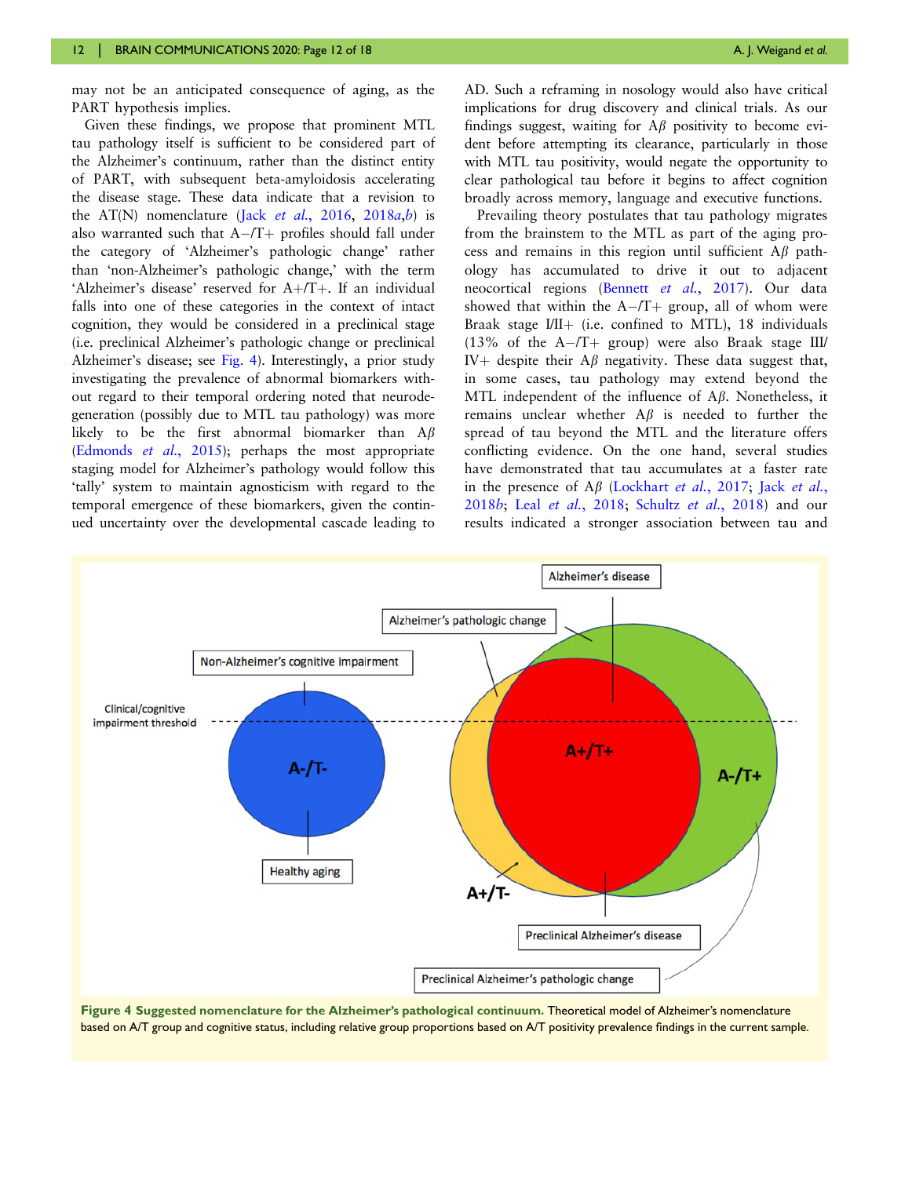may not be an anticipated consequence of aging, as the PART hypothesis implies.

Given these findings, we propose that prominent MTL tau pathology itself is sufficient to be considered part of the Alzheimer's continuum, rather than the distinct entity of PART, with subsequent beta-amyloidosis accelerating the disease stage. These data indicate that a revision to the AT(N) nomenclature (Jack *et al.*, 2016, 2018*a*,*b*) is also warranted such that A−/T+ profiles should fall under the category of 'Alzheimer's pathologic change' rather than 'non-Alzheimer's pathologic change,' with the term 'Alzheimer's disease' reserved for A+/T+. If an individual falls into one of these categories in the context of intact cognition, they would be considered in a preclinical stage (i.e. preclinical Alzheimer's pathologic change or preclinical Alzheimer's disease; see Fig. 4). Interestingly, a prior study investigating the prevalence of abnormal biomarkers without regard to their temporal ordering noted that neurodegeneration (possibly due to MTL tau pathology) was more likely to be the first abnormal biomarker than Aβ (Edmonds *et al.*, 2015); perhaps the most appropriate staging model for Alzheimer's pathology would follow this 'tally' system to maintain agnosticism with regard to the temporal emergence of these biomarkers, given the continued uncertainty over the developmental cascade leading to AD. Such a reframing in nosology would also have critical implications for drug discovery and clinical trials. As our findings suggest, waiting for Aβ positivity to become evident before attempting its clearance, particularly in those with MTL tau positivity, would negate the opportunity to clear pathological tau before it begins to affect cognition broadly across memory, language and executive functions.

Prevailing theory postulates that tau pathology migrates from the brainstem to the MTL as part of the aging process and remains in this region until sufficient Aβ pathology has accumulated to drive it out to adjacent neocortical regions (Bennett *et al.*, 2017). Our data showed that within the A−/T+ group, all of whom were Braak stage I/II+ (i.e. confined to MTL), 18 individuals (13% of the A−/T+ group) were also Braak stage III/IV+ despite their Aβ negativity. These data suggest that, in some cases, tau pathology may extend beyond the MTL independent of the influence of Aβ. Nonetheless, it remains unclear whether Aβ is needed to further the spread of tau beyond the MTL and the literature offers conflicting evidence. On the one hand, several studies have demonstrated that tau accumulates at a faster rate in the presence of Aβ (Lockhart *et al.*, 2017; Jack *et al.*, 2018*b*; Leal *et al.*, 2018; Schultz *et al.*, 2018) and our results indicated a stronger association between tau and

**Figure 4 Suggested nomenclature for the Alzheimer's pathological continuum.** Theoretical model of Alzheimer's nomenclature based on A/T group and cognitive status, including relative group proportions based on A/T positivity prevalence findings in the current sample.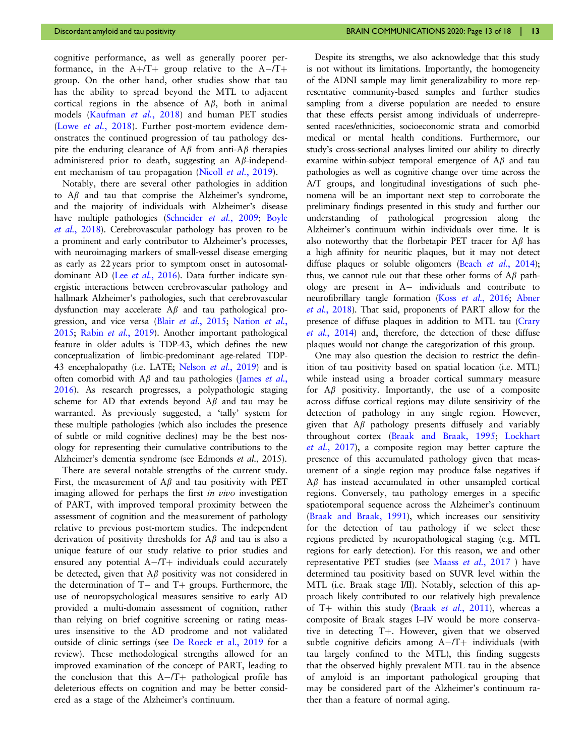cognitive performance, as well as generally poorer performance, in the A+/T+ group relative to the A−/T+ group. On the other hand, other studies show that tau has the ability to spread beyond the MTL to adjacent cortical regions in the absence of Aβ, both in animal models (Kaufman *et al.*, 2018) and human PET studies (Lowe *et al.*, 2018). Further post-mortem evidence demonstrates the continued progression of tau pathology despite the enduring clearance of Aβ from anti-Aβ therapies administered prior to death, suggesting an Aβ-independent mechanism of tau propagation (Nicoll *et al.*, 2019).

Notably, there are several other pathologies in addition to Aβ and tau that comprise the Alzheimer's syndrome, and the majority of individuals with Alzheimer's disease have multiple pathologies (Schneider *et al.*, 2009; Boyle *et al.*, 2018). Cerebrovascular pathology has proven to be a prominent and early contributor to Alzheimer's processes, with neuroimaging markers of small-vessel disease emerging as early as 22 years prior to symptom onset in autosomal-dominant AD (Lee *et al.*, 2016). Data further indicate synergistic interactions between cerebrovascular pathology and hallmark Alzheimer's pathologies, such that cerebrovascular dysfunction may accelerate Aβ and tau pathological progression, and vice versa (Blair *et al.*, 2015; Nation *et al.*, 2015; Rabin *et al.*, 2019). Another important pathological feature in older adults is TDP-43, which defines the new conceptualization of limbic-predominant age-related TDP-43 encephalopathy (i.e. LATE; Nelson *et al.*, 2019) and is often comorbid with Aβ and tau pathologies (James *et al.*, 2016). As research progresses, a polypathologic staging scheme for AD that extends beyond Aβ and tau may be warranted. As previously suggested, a 'tally' system for these multiple pathologies (which also includes the presence of subtle or mild cognitive declines) may be the best nosology for representing their cumulative contributions to the Alzheimer's dementia syndrome (see Edmonds *et al.*, 2015).

There are several notable strengths of the current study. First, the measurement of Aβ and tau positivity with PET imaging allowed for perhaps the first *in vivo* investigation of PART, with improved temporal proximity between the assessment of cognition and the measurement of pathology relative to previous post-mortem studies. The independent derivation of positivity thresholds for Aβ and tau is also a unique feature of our study relative to prior studies and ensured any potential A−/T+ individuals could accurately be detected, given that Aβ positivity was not considered in the determination of T− and T+ groups. Furthermore, the use of neuropsychological measures sensitive to early AD provided a multi-domain assessment of cognition, rather than relying on brief cognitive screening or rating measures insensitive to the AD prodrome and not validated outside of clinic settings (see De Roeck et al., 2019 for a review). These methodological strengths allowed for an improved examination of the concept of PART, leading to the conclusion that this A−/T+ pathological profile has deleterious effects on cognition and may be better considered as a stage of the Alzheimer's continuum.

Despite its strengths, we also acknowledge that this study is not without its limitations. Importantly, the homogeneity of the ADNI sample may limit generalizability to more representative community-based samples and further studies sampling from a diverse population are needed to ensure that these effects persist among individuals of underrepresented races/ethnicities, socioeconomic strata and comorbid medical or mental health conditions. Furthermore, our study's cross-sectional analyses limited our ability to directly examine within-subject temporal emergence of Aβ and tau pathologies as well as cognitive change over time across the A/T groups, and longitudinal investigations of such phenomena will be an important next step to corroborate the preliminary findings presented in this study and further our understanding of pathological progression along the Alzheimer's continuum within individuals over time. It is also noteworthy that the florbetapir PET tracer for Aβ has a high affinity for neuritic plaques, but it may not detect diffuse plaques or soluble oligomers (Beach *et al.*, 2014); thus, we cannot rule out that these other forms of Aβ pathology are present in A− individuals and contribute to neurofibrillary tangle formation (Koss *et al.*, 2016; Abner *et al.*, 2018). That said, proponents of PART allow for the presence of diffuse plaques in addition to MTL tau (Crary *et al.*, 2014) and, therefore, the detection of these diffuse plaques would not change the categorization of this group.

One may also question the decision to restrict the definition of tau positivity based on spatial location (i.e. MTL) while instead using a broader cortical summary measure for Aβ positivity. Importantly, the use of a composite across diffuse cortical regions may dilute sensitivity of the detection of pathology in any single region. However, given that Aβ pathology presents diffusely and variably throughout cortex (Braak and Braak, 1995; Lockhart *et al.*, 2017), a composite region may better capture the presence of this accumulated pathology given that measurement of a single region may produce false negatives if Aβ has instead accumulated in other unsampled cortical regions. Conversely, tau pathology emerges in a specific spatiotemporal sequence across the Alzheimer's continuum (Braak and Braak, 1991), which increases our sensitivity for the detection of tau pathology if we select these regions predicted by neuropathological staging (e.g. MTL regions for early detection). For this reason, we and other representative PET studies (see Maass *et al.*, 2017 ) have determined tau positivity based on SUVR level within the MTL (i.e. Braak stage I/II). Notably, selection of this approach likely contributed to our relatively high prevalence of T+ within this study (Braak *et al.*, 2011), whereas a composite of Braak stages I–IV would be more conservative in detecting T+. However, given that we observed subtle cognitive deficits among A−/T+ individuals (with tau largely confined to the MTL), this finding suggests that the observed highly prevalent MTL tau in the absence of amyloid is an important pathological grouping that may be considered part of the Alzheimer's continuum rather than a feature of normal aging.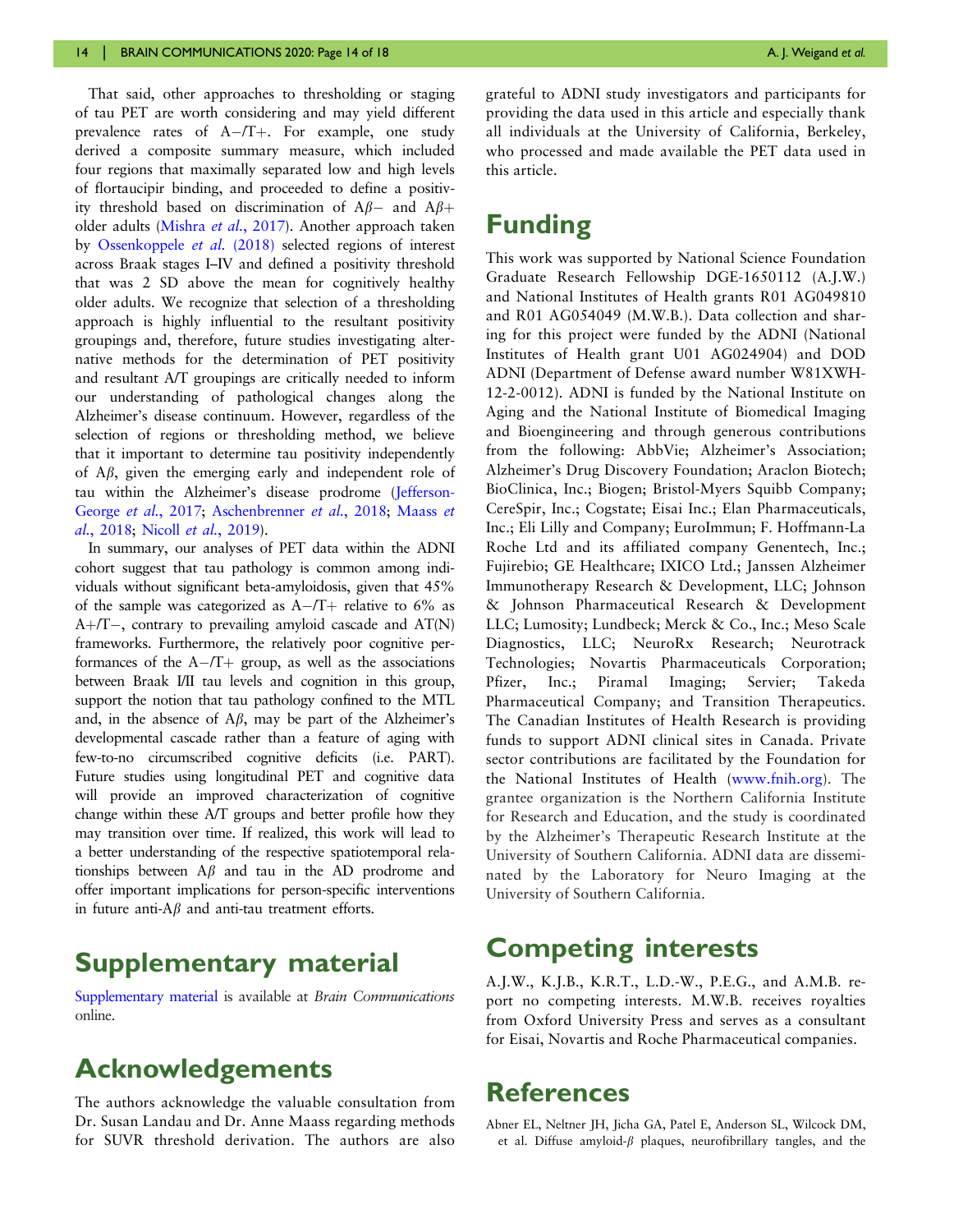That said, other approaches to thresholding or staging of tau PET are worth considering and may yield different prevalence rates of A−/T+. For example, one study derived a composite summary measure, which included four regions that maximally separated low and high levels of flortaucipir binding, and proceeded to define a positivity threshold based on discrimination of Aβ− and Aβ+ older adults (Mishra *et al.*, 2017). Another approach taken by Ossenkoppele *et al.* (2018) selected regions of interest across Braak stages I–IV and defined a positivity threshold that was 2 SD above the mean for cognitively healthy older adults. We recognize that selection of a thresholding approach is highly influential to the resultant positivity groupings and, therefore, future studies investigating alternative methods for the determination of PET positivity and resultant A/T groupings are critically needed to inform our understanding of pathological changes along the Alzheimer's disease continuum. However, regardless of the selection of regions or thresholding method, we believe that it important to determine tau positivity independently of Aβ, given the emerging early and independent role of tau within the Alzheimer's disease prodrome (Jefferson-George *et al.*, 2017; Aschenbrenner *et al.*, 2018; Maass *et al.*, 2018; Nicoll *et al.*, 2019).

In summary, our analyses of PET data within the ADNI cohort suggest that tau pathology is common among individuals without significant beta-amyloidosis, given that 45% of the sample was categorized as A−/T+ relative to 6% as A+/T−, contrary to prevailing amyloid cascade and AT(N) frameworks. Furthermore, the relatively poor cognitive performances of the A−/T+ group, as well as the associations between Braak I/II tau levels and cognition in this group, support the notion that tau pathology confined to the MTL and, in the absence of Aβ, may be part of the Alzheimer's developmental cascade rather than a feature of aging with few-to-no circumscribed cognitive deficits (i.e. PART). Future studies using longitudinal PET and cognitive data will provide an improved characterization of cognitive change within these A/T groups and better profile how they may transition over time. If realized, this work will lead to a better understanding of the respective spatiotemporal relationships between Aβ and tau in the AD prodrome and offer important implications for person-specific interventions in future anti-Aβ and anti-tau treatment efforts.

# Supplementary material

Supplementary material is available at *Brain Communications* online.

# Acknowledgements

The authors acknowledge the valuable consultation from Dr. Susan Landau and Dr. Anne Maass regarding methods for SUVR threshold derivation. The authors are also grateful to ADNI study investigators and participants for providing the data used in this article and especially thank all individuals at the University of California, Berkeley, who processed and made available the PET data used in this article.

# Funding

This work was supported by National Science Foundation Graduate Research Fellowship DGE-1650112 (A.J.W.) and National Institutes of Health grants R01 AG049810 and R01 AG054049 (M.W.B.). Data collection and sharing for this project were funded by the ADNI (National Institutes of Health grant U01 AG024904) and DOD ADNI (Department of Defense award number W81XWH-12-2-0012). ADNI is funded by the National Institute on Aging and the National Institute of Biomedical Imaging and Bioengineering and through generous contributions from the following: AbbVie; Alzheimer's Association; Alzheimer's Drug Discovery Foundation; Araclon Biotech; BioClinica, Inc.; Biogen; Bristol-Myers Squibb Company; CereSpir, Inc.; Cogstate; Eisai Inc.; Elan Pharmaceuticals, Inc.; Eli Lilly and Company; EuroImmun; F. Hoffmann-La Roche Ltd and its affiliated company Genentech, Inc.; Fujirebio; GE Healthcare; IXICO Ltd.; Janssen Alzheimer Immunotherapy Research & Development, LLC; Johnson & Johnson Pharmaceutical Research & Development LLC; Lumosity; Lundbeck; Merck & Co., Inc.; Meso Scale Diagnostics, LLC; NeuroRx Research; Neurotrack Technologies; Novartis Pharmaceuticals Corporation; Pfizer, Inc.; Piramal Imaging; Servier; Takeda Pharmaceutical Company; and Transition Therapeutics. The Canadian Institutes of Health Research is providing funds to support ADNI clinical sites in Canada. Private sector contributions are facilitated by the Foundation for the National Institutes of Health (www.fnih.org). The grantee organization is the Northern California Institute for Research and Education, and the study is coordinated by the Alzheimer's Therapeutic Research Institute at the University of Southern California. ADNI data are disseminated by the Laboratory for Neuro Imaging at the University of Southern California.

# Competing interests

A.J.W., K.J.B., K.R.T., L.D.-W., P.E.G., and A.M.B. report no competing interests. M.W.B. receives royalties from Oxford University Press and serves as a consultant for Eisai, Novartis and Roche Pharmaceutical companies.

# References

Abner EL, Neltner JH, Jicha GA, Patel E, Anderson SL, Wilcock DM, et al. Diffuse amyloid-β plaques, neurofibrillary tangles, and the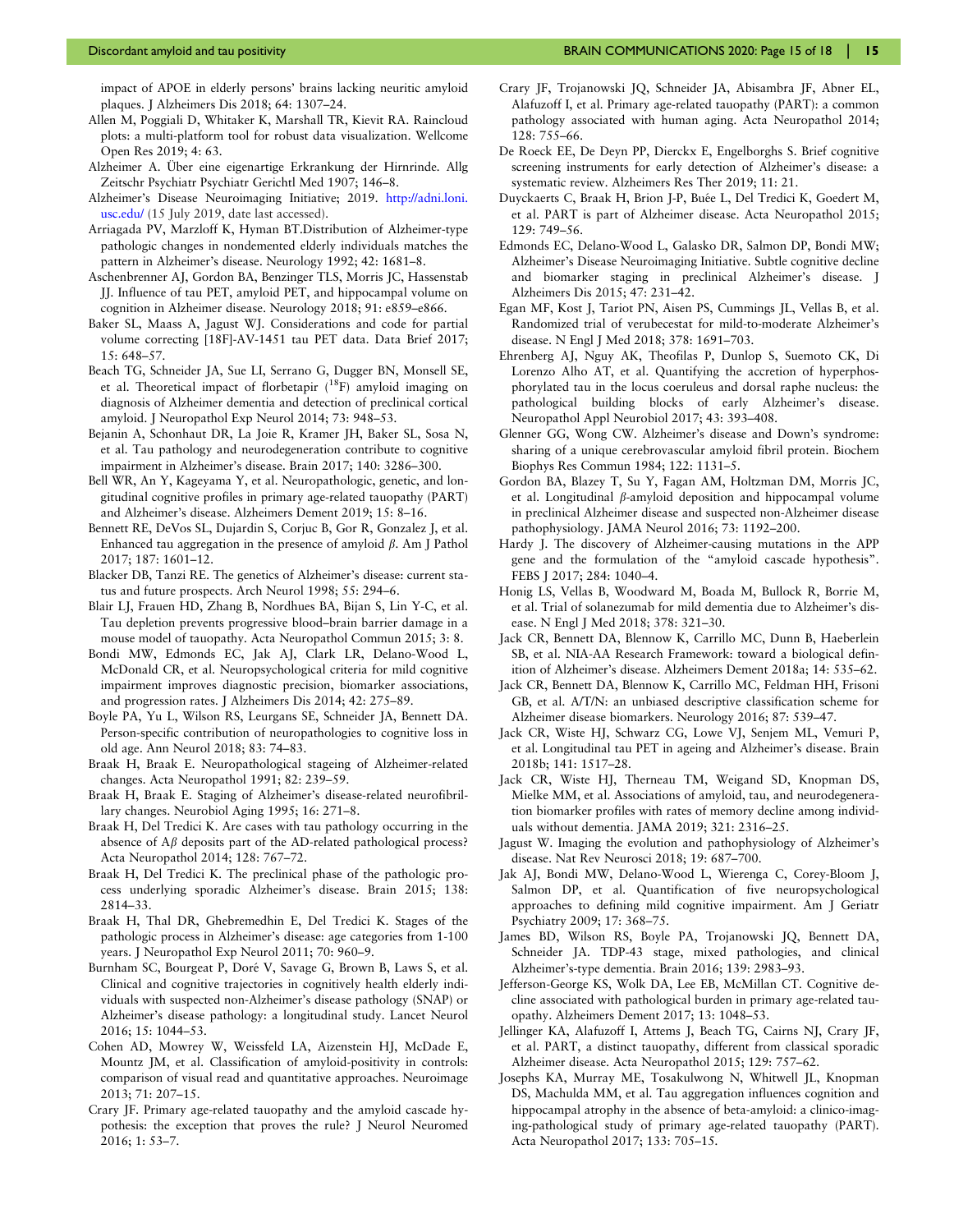impact of APOE in elderly persons' brains lacking neuritic amyloid plaques. J Alzheimers Dis 2018; 64: 1307–24.

Allen M, Poggiali D, Whitaker K, Marshall TR, Kievit RA. Raincloud plots: a multi-platform tool for robust data visualization. Wellcome Open Res 2019; 4: 63.

Alzheimer A. Über eine eigenartige Erkrankung der Hirnrinde. Allg Zeitschr Psychiatr Psychiatr Gerichtl Med 1907; 146–8.

Alzheimer's Disease Neuroimaging Initiative; 2019. http://adni.loni.usc.edu/ (15 July 2019, date last accessed).

Arriagada PV, Marzloff K, Hyman BT.Distribution of Alzheimer-type pathologic changes in nondemented elderly individuals matches the pattern in Alzheimer's disease. Neurology 1992; 42: 1681–8.

Aschenbrenner AJ, Gordon BA, Benzinger TLS, Morris JC, Hassenstab JJ. Influence of tau PET, amyloid PET, and hippocampal volume on cognition in Alzheimer disease. Neurology 2018; 91: e859–e866.

Baker SL, Maass A, Jagust WJ. Considerations and code for partial volume correcting [18F]-AV-1451 tau PET data. Data Brief 2017; 15: 648–57.

Beach TG, Schneider JA, Sue LI, Serrano G, Dugger BN, Monsell SE, et al. Theoretical impact of florbetapir ($^{18}$F) amyloid imaging on diagnosis of Alzheimer dementia and detection of preclinical cortical amyloid. J Neuropathol Exp Neurol 2014; 73: 948–53.

Bejanin A, Schonhaut DR, La Joie R, Kramer JH, Baker SL, Sosa N, et al. Tau pathology and neurodegeneration contribute to cognitive impairment in Alzheimer's disease. Brain 2017; 140: 3286–300.

Bell WR, An Y, Kageyama Y, et al. Neuropathologic, genetic, and longitudinal cognitive profiles in primary age-related tauopathy (PART) and Alzheimer's disease. Alzheimers Dement 2019; 15: 8–16.

Bennett RE, DeVos SL, Dujardin S, Corjuc B, Gor R, Gonzalez J, et al. Enhanced tau aggregation in the presence of amyloid β. Am J Pathol 2017; 187: 1601–12.

Blacker DB, Tanzi RE. The genetics of Alzheimer's disease: current status and future prospects. Arch Neurol 1998; 55: 294–6.

Blair LJ, Frauen HD, Zhang B, Nordhues BA, Bijan S, Lin Y-C, et al. Tau depletion prevents progressive blood–brain barrier damage in a mouse model of tauopathy. Acta Neuropathol Commun 2015; 3: 8.

Bondi MW, Edmonds EC, Jak AJ, Clark LR, Delano-Wood L, McDonald CR, et al. Neuropsychological criteria for mild cognitive impairment improves diagnostic precision, biomarker associations, and progression rates. J Alzheimers Dis 2014; 42: 275–89.

Boyle PA, Yu L, Wilson RS, Leurgans SE, Schneider JA, Bennett DA. Person-specific contribution of neuropathologies to cognitive loss in old age. Ann Neurol 2018; 83: 74–83.

Braak H, Braak E. Neuropathological stageing of Alzheimer-related changes. Acta Neuropathol 1991; 82: 239–59.

Braak H, Braak E. Staging of Alzheimer's disease-related neurofibrillary changes. Neurobiol Aging 1995; 16: 271–8.

Braak H, Del Tredici K. Are cases with tau pathology occurring in the absence of Aβ deposits part of the AD-related pathological process? Acta Neuropathol 2014; 128: 767–72.

Braak H, Del Tredici K. The preclinical phase of the pathologic process underlying sporadic Alzheimer's disease. Brain 2015; 138: 2814–33.

Braak H, Thal DR, Ghebremedhin E, Del Tredici K. Stages of the pathologic process in Alzheimer's disease: age categories from 1-100 years. J Neuropathol Exp Neurol 2011; 70: 960–9.

Burnham SC, Bourgeat P, Doré V, Savage G, Brown B, Laws S, et al. Clinical and cognitive trajectories in cognitively health elderly individuals with suspected non-Alzheimer's disease pathology (SNAP) or Alzheimer's disease pathology: a longitudinal study. Lancet Neurol 2016; 15: 1044–53.

Cohen AD, Mowrey W, Weissfeld LA, Aizenstein HJ, McDade E, Mountz JM, et al. Classification of amyloid-positivity in controls: comparison of visual read and quantitative approaches. Neuroimage 2013; 71: 207–15.

Crary JF. Primary age-related tauopathy and the amyloid cascade hypothesis: the exception that proves the rule? J Neurol Neuromed 2016; 1: 53–7.

Crary JF, Trojanowski JQ, Schneider JA, Abisambra JF, Abner EL, Alafuzoff I, et al. Primary age-related tauopathy (PART): a common pathology associated with human aging. Acta Neuropathol 2014; 128: 755–66.

De Roeck EE, De Deyn PP, Dierckx E, Engelborghs S. Brief cognitive screening instruments for early detection of Alzheimer's disease: a systematic review. Alzheimers Res Ther 2019; 11: 21.

Duyckaerts C, Braak H, Brion J-P, Buée L, Del Tredici K, Goedert M, et al. PART is part of Alzheimer disease. Acta Neuropathol 2015; 129: 749–56.

Edmonds EC, Delano-Wood L, Galasko DR, Salmon DP, Bondi MW; Alzheimer's Disease Neuroimaging Initiative. Subtle cognitive decline and biomarker staging in preclinical Alzheimer's disease. J Alzheimers Dis 2015; 47: 231–42.

Egan MF, Kost J, Tariot PN, Aisen PS, Cummings JL, Vellas B, et al. Randomized trial of verubecestat for mild-to-moderate Alzheimer's disease. N Engl J Med 2018; 378: 1691–703.

Ehrenberg AJ, Nguy AK, Theofilas P, Dunlop S, Suemoto CK, Di Lorenzo Alho AT, et al. Quantifying the accretion of hyperphosphorylated tau in the locus coeruleus and dorsal raphe nucleus: the pathological building blocks of early Alzheimer's disease. Neuropathol Appl Neurobiol 2017; 43: 393–408.

Glenner GG, Wong CW. Alzheimer's disease and Down's syndrome: sharing of a unique cerebrovascular amyloid fibril protein. Biochem Biophys Res Commun 1984; 122: 1131–5.

Gordon BA, Blazey T, Su Y, Fagan AM, Holtzman DM, Morris JC, et al. Longitudinal β-amyloid deposition and hippocampal volume in preclinical Alzheimer disease and suspected non-Alzheimer disease pathophysiology. JAMA Neurol 2016; 73: 1192–200.

Hardy J. The discovery of Alzheimer-causing mutations in the APP gene and the formulation of the "amyloid cascade hypothesis". FEBS J 2017; 284: 1040–4.

Honig LS, Vellas B, Woodward M, Boada M, Bullock R, Borrie M, et al. Trial of solanezumab for mild dementia due to Alzheimer's disease. N Engl J Med 2018; 378: 321–30.

Jack CR, Bennett DA, Blennow K, Carrillo MC, Dunn B, Haeberlein SB, et al. NIA-AA Research Framework: toward a biological definition of Alzheimer's disease. Alzheimers Dement 2018a; 14: 535–62.

Jack CR, Bennett DA, Blennow K, Carrillo MC, Feldman HH, Frisoni GB, et al. A/T/N: an unbiased descriptive classification scheme for Alzheimer disease biomarkers. Neurology 2016; 87: 539–47.

Jack CR, Wiste HJ, Schwarz CG, Lowe VJ, Senjem ML, Vemuri P, et al. Longitudinal tau PET in ageing and Alzheimer's disease. Brain 2018b; 141: 1517–28.

Jack CR, Wiste HJ, Therneau TM, Weigand SD, Knopman DS, Mielke MM, et al. Associations of amyloid, tau, and neurodegeneration biomarker profiles with rates of memory decline among individuals without dementia. JAMA 2019; 321: 2316–25.

Jagust W. Imaging the evolution and pathophysiology of Alzheimer's disease. Nat Rev Neurosci 2018; 19: 687–700.

Jak AJ, Bondi MW, Delano-Wood L, Wierenga C, Corey-Bloom J, Salmon DP, et al. Quantification of five neuropsychological approaches to defining mild cognitive impairment. Am J Geriatr Psychiatry 2009; 17: 368–75.

James BD, Wilson RS, Boyle PA, Trojanowski JQ, Bennett DA, Schneider JA. TDP-43 stage, mixed pathologies, and clinical Alzheimer's-type dementia. Brain 2016; 139: 2983–93.

Jefferson-George KS, Wolk DA, Lee EB, McMillan CT. Cognitive decline associated with pathological burden in primary age-related tauopathy. Alzheimers Dement 2017; 13: 1048–53.

Jellinger KA, Alafuzoff I, Attems J, Beach TG, Cairns NJ, Crary JF, et al. PART, a distinct tauopathy, different from classical sporadic Alzheimer disease. Acta Neuropathol 2015; 129: 757–62.

Josephs KA, Murray ME, Tosakulwong N, Whitwell JL, Knopman DS, Machulda MM, et al. Tau aggregation influences cognition and hippocampal atrophy in the absence of beta-amyloid: a clinico-imaging-pathological study of primary age-related tauopathy (PART). Acta Neuropathol 2017; 133: 705–15.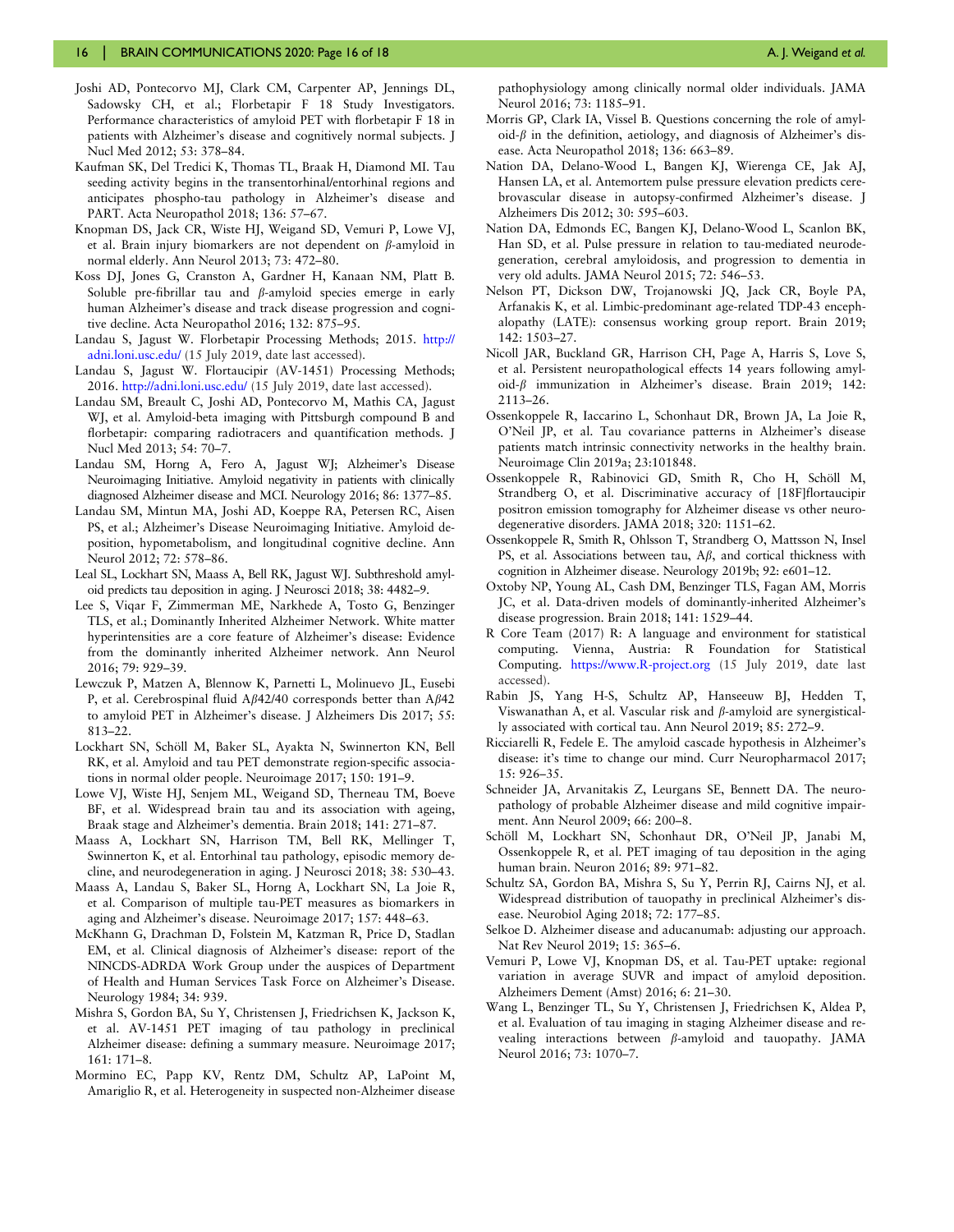Joshi AD, Pontecorvo MJ, Clark CM, Carpenter AP, Jennings DL, Sadowsky CH, et al.; Florbetapir F 18 Study Investigators. Performance characteristics of amyloid PET with florbetapir F 18 in patients with Alzheimer's disease and cognitively normal subjects. J Nucl Med 2012; 53: 378–84.

Kaufman SK, Del Tredici K, Thomas TL, Braak H, Diamond MI. Tau seeding activity begins in the transentorhinal/entorhinal regions and anticipates phospho-tau pathology in Alzheimer's disease and PART. Acta Neuropathol 2018; 136: 57–67.

Knopman DS, Jack CR, Wiste HJ, Weigand SD, Vemuri P, Lowe VJ, et al. Brain injury biomarkers are not dependent on $\beta$-amyloid in normal elderly. Ann Neurol 2013; 73: 472–80.

Koss DJ, Jones G, Cranston A, Gardner H, Kanaan NM, Platt B. Soluble pre-fibrillar tau and $\beta$-amyloid species emerge in early human Alzheimer's disease and track disease progression and cognitive decline. Acta Neuropathol 2016; 132: 875–95.

Landau S, Jagust W. Florbetapir Processing Methods; 2015. http://adni.loni.usc.edu/ (15 July 2019, date last accessed).

Landau S, Jagust W. Flortaucipir (AV-1451) Processing Methods; 2016. http://adni.loni.usc.edu/ (15 July 2019, date last accessed).

Landau SM, Breault C, Joshi AD, Pontecorvo M, Mathis CA, Jagust WJ, et al. Amyloid-beta imaging with Pittsburgh compound B and florbetapir: comparing radiotracers and quantification methods. J Nucl Med 2013; 54: 70–7.

Landau SM, Horng A, Fero A, Jagust WJ; Alzheimer's Disease Neuroimaging Initiative. Amyloid negativity in patients with clinically diagnosed Alzheimer disease and MCI. Neurology 2016; 86: 1377–85.

Landau SM, Mintun MA, Joshi AD, Koeppe RA, Petersen RC, Aisen PS, et al.; Alzheimer's Disease Neuroimaging Initiative. Amyloid deposition, hypometabolism, and longitudinal cognitive decline. Ann Neurol 2012; 72: 578–86.

Leal SL, Lockhart SN, Maass A, Bell RK, Jagust WJ. Subthreshold amyloid predicts tau deposition in aging. J Neurosci 2018; 38: 4482–9.

Lee S, Viqar F, Zimmerman ME, Narkhede A, Tosto G, Benzinger TLS, et al.; Dominantly Inherited Alzheimer Network. White matter hyperintensities are a core feature of Alzheimer's disease: Evidence from the dominantly inherited Alzheimer network. Ann Neurol 2016; 79: 929–39.

Lewczuk P, Matzen A, Blennow K, Parnetti L, Molinuevo JL, Eusebi P, et al. Cerebrospinal fluid A$\beta$42/40 corresponds better than A$\beta$42 to amyloid PET in Alzheimer's disease. J Alzheimers Dis 2017; 55: 813–22.

Lockhart SN, Schöll M, Baker SL, Ayakta N, Swinnerton KN, Bell RK, et al. Amyloid and tau PET demonstrate region-specific associations in normal older people. Neuroimage 2017; 150: 191–9.

Lowe VJ, Wiste HJ, Senjem ML, Weigand SD, Therneau TM, Boeve BF, et al. Widespread brain tau and its association with ageing, Braak stage and Alzheimer's dementia. Brain 2018; 141: 271–87.

Maass A, Lockhart SN, Harrison TM, Bell RK, Mellinger T, Swinnerton K, et al. Entorhinal tau pathology, episodic memory decline, and neurodegeneration in aging. J Neurosci 2018; 38: 530–43.

Maass A, Landau S, Baker SL, Horng A, Lockhart SN, La Joie R, et al. Comparison of multiple tau-PET measures as biomarkers in aging and Alzheimer's disease. Neuroimage 2017; 157: 448–63.

McKhann G, Drachman D, Folstein M, Katzman R, Price D, Stadlan EM, et al. Clinical diagnosis of Alzheimer's disease: report of the NINCDS-ADRDA Work Group under the auspices of Department of Health and Human Services Task Force on Alzheimer's Disease. Neurology 1984; 34: 939.

Mishra S, Gordon BA, Su Y, Christensen J, Friedrichsen K, Jackson K, et al. AV-1451 PET imaging of tau pathology in preclinical Alzheimer disease: defining a summary measure. Neuroimage 2017; 161: 171–8.

Mormino EC, Papp KV, Rentz DM, Schultz AP, LaPoint M, Amariglio R, et al. Heterogeneity in suspected non-Alzheimer disease pathophysiology among clinically normal older individuals. JAMA Neurol 2016; 73: 1185–91.

Morris GP, Clark IA, Vissel B. Questions concerning the role of amyloid-$\beta$ in the definition, aetiology, and diagnosis of Alzheimer's disease. Acta Neuropathol 2018; 136: 663–89.

Nation DA, Delano-Wood L, Bangen KJ, Wierenga CE, Jak AJ, Hansen LA, et al. Antemortem pulse pressure elevation predicts cerebrovascular disease in autopsy-confirmed Alzheimer's disease. J Alzheimers Dis 2012; 30: 595–603.

Nation DA, Edmonds EC, Bangen KJ, Delano-Wood L, Scanlon BK, Han SD, et al. Pulse pressure in relation to tau-mediated neurodegeneration, cerebral amyloidosis, and progression to dementia in very old adults. JAMA Neurol 2015; 72: 546–53.

Nelson PT, Dickson DW, Trojanowski JQ, Jack CR, Boyle PA, Arfanakis K, et al. Limbic-predominant age-related TDP-43 encephalopathy (LATE): consensus working group report. Brain 2019; 142: 1503–27.

Nicoll JAR, Buckland GR, Harrison CH, Page A, Harris S, Love S, et al. Persistent neuropathological effects 14 years following amyloid-$\beta$ immunization in Alzheimer's disease. Brain 2019; 142: 2113–26.

Ossenkoppele R, Iaccarino L, Schonhaut DR, Brown JA, La Joie R, O'Neil JP, et al. Tau covariance patterns in Alzheimer's disease patients match intrinsic connectivity networks in the healthy brain. Neuroimage Clin 2019a; 23:101848.

Ossenkoppele R, Rabinovici GD, Smith R, Cho H, Schöll M, Strandberg O, et al. Discriminative accuracy of [18F]flortaucipir positron emission tomography for Alzheimer disease vs other neurodegenerative disorders. JAMA 2018; 320: 1151–62.

Ossenkoppele R, Smith R, Ohlsson T, Strandberg O, Mattsson N, Insel PS, et al. Associations between tau, A$\beta$, and cortical thickness with cognition in Alzheimer disease. Neurology 2019b; 92: e601–12.

Oxtoby NP, Young AL, Cash DM, Benzinger TLS, Fagan AM, Morris JC, et al. Data-driven models of dominantly-inherited Alzheimer's disease progression. Brain 2018; 141: 1529–44.

R Core Team (2017) R: A language and environment for statistical computing. Vienna, Austria: R Foundation for Statistical Computing. https://www.R-project.org (15 July 2019, date last accessed).

Rabin JS, Yang H-S, Schultz AP, Hanseeuw BJ, Hedden T, Viswanathan A, et al. Vascular risk and $\beta$-amyloid are synergistically associated with cortical tau. Ann Neurol 2019; 85: 272–9.

Ricciarelli R, Fedele E. The amyloid cascade hypothesis in Alzheimer's disease: it's time to change our mind. Curr Neuropharmacol 2017; 15: 926–35.

Schneider JA, Arvanitakis Z, Leurgans SE, Bennett DA. The neuropathology of probable Alzheimer disease and mild cognitive impairment. Ann Neurol 2009; 66: 200–8.

Schöll M, Lockhart SN, Schonhaut DR, O'Neil JP, Janabi M, Ossenkoppele R, et al. PET imaging of tau deposition in the aging human brain. Neuron 2016; 89: 971–82.

Schultz SA, Gordon BA, Mishra S, Su Y, Perrin RJ, Cairns NJ, et al. Widespread distribution of tauopathy in preclinical Alzheimer's disease. Neurobiol Aging 2018; 72: 177–85.

Selkoe D. Alzheimer disease and aducanumab: adjusting our approach. Nat Rev Neurol 2019; 15: 365–6.

Vemuri P, Lowe VJ, Knopman DS, et al. Tau-PET uptake: regional variation in average SUVR and impact of amyloid deposition. Alzheimers Dement (Amst) 2016; 6: 21–30.

Wang L, Benzinger TL, Su Y, Christensen J, Friedrichsen K, Aldea P, et al. Evaluation of tau imaging in staging Alzheimer disease and revealing interactions between $\beta$-amyloid and tauopathy. JAMA Neurol 2016; 73: 1070–7.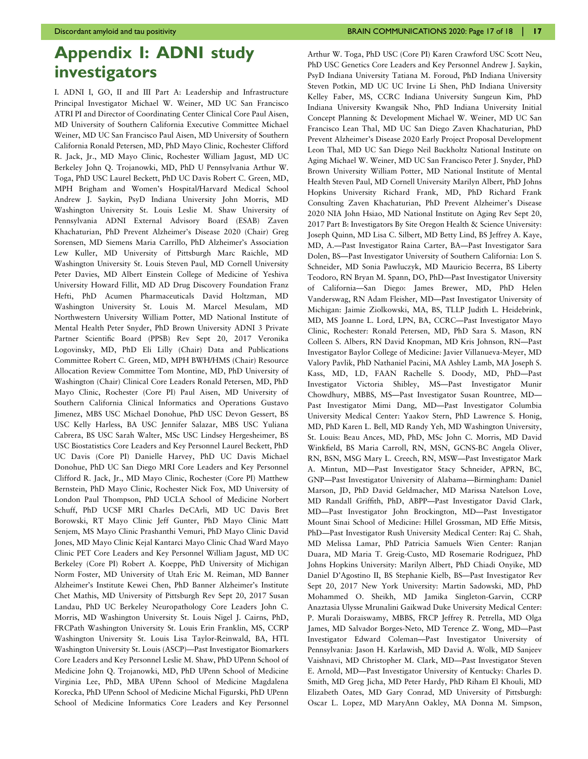# Appendix I: ADNI study investigators

I. ADNI I, GO, II and III Part A: Leadership and Infrastructure Principal Investigator Michael W. Weiner, MD UC San Francisco ATRI PI and Director of Coordinating Center Clinical Core Paul Aisen, MD University of Southern California Executive Committee Michael Weiner, MD UC San Francisco Paul Aisen, MD University of Southern California Ronald Petersen, MD, PhD Mayo Clinic, Rochester Clifford R. Jack, Jr., MD Mayo Clinic, Rochester William Jagust, MD UC Berkeley John Q. Trojanowki, MD, PhD U Pennsylvania Arthur W. Toga, PhD USC Laurel Beckett, PhD UC Davis Robert C. Green, MD, MPH Brigham and Women's Hospital/Harvard Medical School Andrew J. Saykin, PsyD Indiana University John Morris, MD Washington University St. Louis Leslie M. Shaw University of Pennsylvania ADNI External Advisory Board (ESAB) Zaven Khachaturian, PhD Prevent Alzheimer's Disease 2020 (Chair) Greg Sorensen, MD Siemens Maria Carrillo, PhD Alzheimer's Association Lew Kuller, MD University of Pittsburgh Marc Raichle, MD Washington University St. Louis Steven Paul, MD Cornell University Peter Davies, MD Albert Einstein College of Medicine of Yeshiva University Howard Fillit, MD AD Drug Discovery Foundation Franz Hefti, PhD Acumen Pharmaceuticals David Holtzman, MD Washington University St. Louis M. Marcel Mesulam, MD Northwestern University William Potter, MD National Institute of Mental Health Peter Snyder, PhD Brown University ADNI 3 Private Partner Scientific Board (PPSB) Rev Sept 20, 2017 Veronika Logovinsky, MD, PhD Eli Lilly (Chair) Data and Publications Committee Robert C. Green, MD, MPH BWH/HMS (Chair) Resource Allocation Review Committee Tom Montine, MD, PhD University of Washington (Chair) Clinical Core Leaders Ronald Petersen, MD, PhD Mayo Clinic, Rochester (Core PI) Paul Aisen, MD University of Southern California Clinical Informatics and Operations Gustavo Jimenez, MBS USC Michael Donohue, PhD USC Devon Gessert, BS USC Kelly Harless, BA USC Jennifer Salazar, MBS USC Yuliana Cabrera, BS USC Sarah Walter, MSc USC Lindsey Hergesheimer, BS USC Biostatistics Core Leaders and Key Personnel Laurel Beckett, PhD UC Davis (Core PI) Danielle Harvey, PhD UC Davis Michael Donohue, PhD UC San Diego MRI Core Leaders and Key Personnel Clifford R. Jack, Jr., MD Mayo Clinic, Rochester (Core PI) Matthew Bernstein, PhD Mayo Clinic, Rochester Nick Fox, MD University of London Paul Thompson, PhD UCLA School of Medicine Norbert Schuff, PhD UCSF MRI Charles DeCArli, MD UC Davis Bret Borowski, RT Mayo Clinic Jeff Gunter, PhD Mayo Clinic Matt Senjem, MS Mayo Clinic Prashanthi Vemuri, PhD Mayo Clinic David Jones, MD Mayo Clinic Kejal Kantarci Mayo Clinic Chad Ward Mayo Clinic PET Core Leaders and Key Personnel William Jagust, MD UC Berkeley (Core PI) Robert A. Koeppe, PhD University of Michigan Norm Foster, MD University of Utah Eric M. Reiman, MD Banner Alzheimer's Institute Kewei Chen, PhD Banner Alzheimer's Institute Chet Mathis, MD University of Pittsburgh Rev Sept 20, 2017 Susan Landau, PhD UC Berkeley Neuropathology Core Leaders John C. Morris, MD Washington University St. Louis Nigel J. Cairns, PhD, FRCPath Washington University St. Louis Erin Franklin, MS, CCRP Washington University St. Louis Lisa Taylor-Reinwald, BA, HTL Washington University St. Louis (ASCP)—Past Investigator Biomarkers Core Leaders and Key Personnel Leslie M. Shaw, PhD UPenn School of Medicine John Q. Trojanowki, MD, PhD UPenn School of Medicine Virginia Lee, PhD, MBA UPenn School of Medicine Magdalena Korecka, PhD UPenn School of Medicine Michal Figurski, PhD UPenn School of Medicine Informatics Core Leaders and Key Personnel Arthur W. Toga, PhD USC (Core PI) Karen Crawford USC Scott Neu, PhD USC Genetics Core Leaders and Key Personnel Andrew J. Saykin, PsyD Indiana University Tatiana M. Foroud, PhD Indiana University Steven Potkin, MD UC UC Irvine Li Shen, PhD Indiana University Kelley Faber, MS, CCRC Indiana University Sungeun Kim, PhD Indiana University Kwangsik Nho, PhD Indiana University Initial Concept Planning & Development Michael W. Weiner, MD UC San Francisco Lean Thal, MD UC San Diego Zaven Khachaturian, PhD Prevent Alzheimer's Disease 2020 Early Project Proposal Development Leon Thal, MD UC San Diego Neil Buckholtz National Institute on Aging Michael W. Weiner, MD UC San Francisco Peter J. Snyder, PhD Brown University William Potter, MD National Institute of Mental Health Steven Paul, MD Cornell University Marilyn Albert, PhD Johns Hopkins University Richard Frank, MD, PhD Richard Frank Consulting Zaven Khachaturian, PhD Prevent Alzheimer's Disease 2020 NIA John Hsiao, MD National Institute on Aging Rev Sept 20, 2017 Part B: Investigators By Site Oregon Health & Science University: Joseph Quinn, MD Lisa C. Silbert, MD Betty Lind, BS Jeffrey A. Kaye, MD, A.—Past Investigator Raina Carter, BA—Past Investigator Sara Dolen, BS—Past Investigator University of Southern California: Lon S. Schneider, MD Sonia Pawluczyk, MD Mauricio Becerra, BS Liberty Teodoro, RN Bryan M. Spann, DO, PhD—Past Investigator University of California—San Diego: James Brewer, MD, PhD Helen Vanderswag, RN Adam Fleisher, MD—Past Investigator University of Michigan: Jaimie Ziolkowski, MA, BS, TLLP Judith L. Heidebrink, MD, MS Joanne L. Lord, LPN, BA, CCRC—Past Investigator Mayo Clinic, Rochester: Ronald Petersen, MD, PhD Sara S. Mason, RN Colleen S. Albers, RN David Knopman, MD Kris Johnson, RN—Past Investigator Baylor College of Medicine: Javier Villanueva-Meyer, MD Valory Pavlik, PhD Nathaniel Pacini, MA Ashley Lamb, MA Joseph S. Kass, MD, LD, FAAN Rachelle S. Doody, MD, PhD—Past Investigator Victoria Shibley, MS—Past Investigator Munir Chowdhury, MBBS, MS—Past Investigator Susan Rountree, MD—Past Investigator Mimi Dang, MD—Past Investigator Columbia University Medical Center: Yaakov Stern, PhD Lawrence S. Honig, MD, PhD Karen L. Bell, MD Randy Yeh, MD Washington University, St. Louis: Beau Ances, MD, PhD, MSc John C. Morris, MD David Winkfield, BS Maria Carroll, RN, MSN, GCNS-BC Angela Oliver, RN, BSN, MSG Mary L. Creech, RN, MSW—Past Investigator Mark A. Mintun, MD—Past Investigator Stacy Schneider, APRN, BC, GNP—Past Investigator University of Alabama—Birmingham: Daniel Marson, JD, PhD David Geldmacher, MD Marissa Natelson Love, MD Randall Griffith, PhD, ABPP—Past Investigator David Clark, MD—Past Investigator John Brockington, MD—Past Investigator Mount Sinai School of Medicine: Hillel Grossman, MD Effie Mitsis, PhD—Past Investigator Rush University Medical Center: Raj C. Shah, MD Melissa Lamar, PhD Patricia Samuels Wien Center: Ranjan Duara, MD Maria T. Greig-Custo, MD Rosemarie Rodriguez, PhD Johns Hopkins University: Marilyn Albert, PhD Chiadi Onyike, MD Daniel D'Agostino II, BS Stephanie Kielb, BS—Past Investigator Rev Sept 20, 2017 New York University: Martin Sadowski, MD, PhD Mohammed O. Sheikh, MD Jamika Singleton-Garvin, CCRP Anaztasia Ulysse Mrunalini Gaikwad Duke University Medical Center: P. Murali Doraiswamy, MBBS, FRCP Jeffrey R. Petrella, MD Olga James, MD Salvador Borges-Neto, MD Terence Z. Wong, MD—Past Investigator Edward Coleman—Past Investigator University of Pennsylvania: Jason H. Karlawish, MD David A. Wolk, MD Sanjeev Vaishnavi, MD Christopher M. Clark, MD—Past Investigator Steven E. Arnold, MD—Past Investigator University of Kentucky: Charles D. Smith, MD Greg Jicha, MD Peter Hardy, PhD Riham El Khouli, MD Elizabeth Oates, MD Gary Conrad, MD University of Pittsburgh: Oscar L. Lopez, MD MaryAnn Oakley, MA Donna M. Simpson,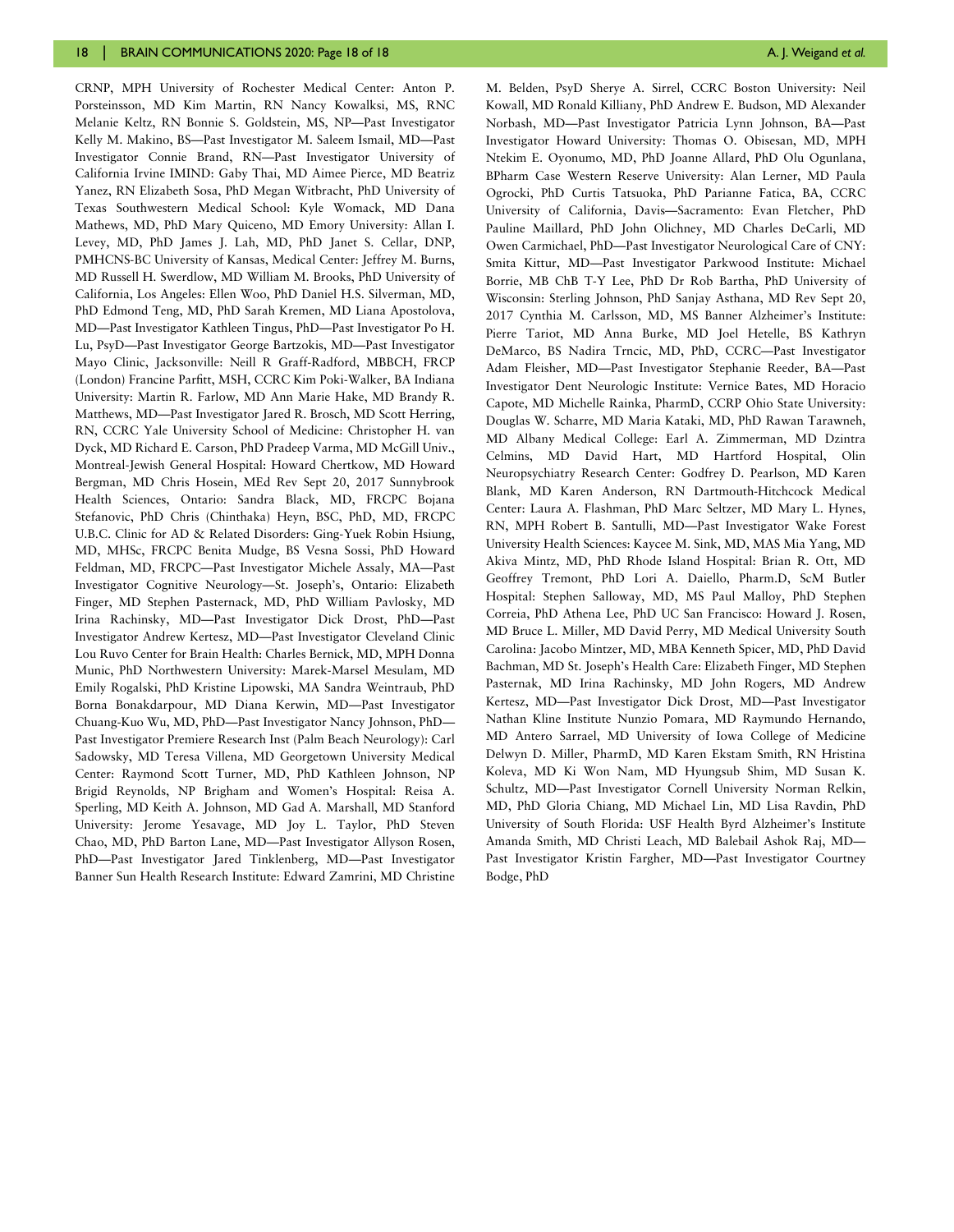CRNP, MPH University of Rochester Medical Center: Anton P. Porsteinsson, MD Kim Martin, RN Nancy Kowalksi, MS, RNC Melanie Keltz, RN Bonnie S. Goldstein, MS, NP—Past Investigator Kelly M. Makino, BS—Past Investigator M. Saleem Ismail, MD—Past Investigator Connie Brand, RN—Past Investigator University of California Irvine IMIND: Gaby Thai, MD Aimee Pierce, MD Beatriz Yanez, RN Elizabeth Sosa, PhD Megan Witbracht, PhD University of Texas Southwestern Medical School: Kyle Womack, MD Dana Mathews, MD, PhD Mary Quiceno, MD Emory University: Allan I. Levey, MD, PhD James J. Lah, MD, PhD Janet S. Cellar, DNP, PMHCNS-BC University of Kansas, Medical Center: Jeffrey M. Burns, MD Russell H. Swerdlow, MD William M. Brooks, PhD University of California, Los Angeles: Ellen Woo, PhD Daniel H.S. Silverman, MD, PhD Edmond Teng, MD, PhD Sarah Kremen, MD Liana Apostolova, MD—Past Investigator Kathleen Tingus, PhD—Past Investigator Po H. Lu, PsyD—Past Investigator George Bartzokis, MD—Past Investigator Mayo Clinic, Jacksonville: Neill R Graff-Radford, MBBCH, FRCP (London) Francine Parfitt, MSH, CCRC Kim Poki-Walker, BA Indiana University: Martin R. Farlow, MD Ann Marie Hake, MD Brandy R. Matthews, MD—Past Investigator Jared R. Brosch, MD Scott Herring, RN, CCRC Yale University School of Medicine: Christopher H. van Dyck, MD Richard E. Carson, PhD Pradeep Varma, MD McGill Univ., Montreal-Jewish General Hospital: Howard Chertkow, MD Howard Bergman, MD Chris Hosein, MEd Rev Sept 20, 2017 Sunnybrook Health Sciences, Ontario: Sandra Black, MD, FRCPC Bojana Stefanovic, PhD Chris (Chinthaka) Heyn, BSC, PhD, MD, FRCPC U.B.C. Clinic for AD & Related Disorders: Ging-Yuek Robin Hsiung, MD, MHSc, FRCPC Benita Mudge, BS Vesna Sossi, PhD Howard Feldman, MD, FRCPC—Past Investigator Michele Assaly, MA—Past Investigator Cognitive Neurology—St. Joseph's, Ontario: Elizabeth Finger, MD Stephen Pasternack, MD, PhD William Pavlosky, MD Irina Rachinsky, MD—Past Investigator Dick Drost, PhD—Past Investigator Andrew Kertesz, MD—Past Investigator Cleveland Clinic Lou Ruvo Center for Brain Health: Charles Bernick, MD, MPH Donna Munic, PhD Northwestern University: Marek-Marsel Mesulam, MD Emily Rogalski, PhD Kristine Lipowski, MA Sandra Weintraub, PhD Borna Bonakdarpour, MD Diana Kerwin, MD—Past Investigator Chuang-Kuo Wu, MD, PhD—Past Investigator Nancy Johnson, PhD—Past Investigator Premiere Research Inst (Palm Beach Neurology): Carl Sadowsky, MD Teresa Villena, MD Georgetown University Medical Center: Raymond Scott Turner, MD, PhD Kathleen Johnson, NP Brigid Reynolds, NP Brigham and Women's Hospital: Reisa A. Sperling, MD Keith A. Johnson, MD Gad A. Marshall, MD Stanford University: Jerome Yesavage, MD Joy L. Taylor, PhD Steven Chao, MD, PhD Barton Lane, MD—Past Investigator Allyson Rosen, PhD—Past Investigator Jared Tinklenberg, MD—Past Investigator Banner Sun Health Research Institute: Edward Zamrini, MD Christine M. Belden, PsyD Sherye A. Sirrel, CCRC Boston University: Neil Kowall, MD Ronald Killiany, PhD Andrew E. Budson, MD Alexander Norbash, MD—Past Investigator Patricia Lynn Johnson, BA—Past Investigator Howard University: Thomas O. Obisesan, MD, MPH Ntekim E. Oyonumo, MD, PhD Joanne Allard, PhD Olu Ogunlana, BPharm Case Western Reserve University: Alan Lerner, MD Paula Ogrocki, PhD Curtis Tatsuoka, PhD Parianne Fatica, BA, CCRC University of California, Davis—Sacramento: Evan Fletcher, PhD Pauline Maillard, PhD John Olichney, MD Charles DeCarli, MD Owen Carmichael, PhD—Past Investigator Neurological Care of CNY: Smita Kittur, MD—Past Investigator Parkwood Institute: Michael Borrie, MB ChB T-Y Lee, PhD Dr Rob Bartha, PhD University of Wisconsin: Sterling Johnson, PhD Sanjay Asthana, MD Rev Sept 20, 2017 Cynthia M. Carlsson, MD, MS Banner Alzheimer's Institute: Pierre Tariot, MD Anna Burke, MD Joel Hetelle, BS Kathryn DeMarco, BS Nadira Trncic, MD, PhD, CCRC—Past Investigator Adam Fleisher, MD—Past Investigator Stephanie Reeder, BA—Past Investigator Dent Neurologic Institute: Vernice Bates, MD Horacio Capote, MD Michelle Rainka, PharmD, CCRP Ohio State University: Douglas W. Scharre, MD Maria Kataki, MD, PhD Rawan Tarawneh, MD Albany Medical College: Earl A. Zimmerman, MD Dzintra Celmins, MD David Hart, MD Hartford Hospital, Olin Neuropsychiatry Research Center: Godfrey D. Pearlson, MD Karen Blank, MD Karen Anderson, RN Dartmouth-Hitchcock Medical Center: Laura A. Flashman, PhD Marc Seltzer, MD Mary L. Hynes, RN, MPH Robert B. Santulli, MD—Past Investigator Wake Forest University Health Sciences: Kaycee M. Sink, MD, MAS Mia Yang, MD Akiva Mintz, MD, PhD Rhode Island Hospital: Brian R. Ott, MD Geoffrey Tremont, PhD Lori A. Daiello, Pharm.D, ScM Butler Hospital: Stephen Salloway, MD, MS Paul Malloy, PhD Stephen Correia, PhD Athena Lee, PhD UC San Francisco: Howard J. Rosen, MD Bruce L. Miller, MD David Perry, MD Medical University South Carolina: Jacobo Mintzer, MD, MBA Kenneth Spicer, MD, PhD David Bachman, MD St. Joseph's Health Care: Elizabeth Finger, MD Stephen Pasternak, MD Irina Rachinsky, MD John Rogers, MD Andrew Kertesz, MD—Past Investigator Dick Drost, MD—Past Investigator Nathan Kline Institute Nunzio Pomara, MD Raymundo Hernando, MD Antero Sarrael, MD University of Iowa College of Medicine Delwyn D. Miller, PharmD, MD Karen Ekstam Smith, RN Hristina Koleva, MD Ki Won Nam, MD Hyungsub Shim, MD Susan K. Schultz, MD—Past Investigator Cornell University Norman Relkin, MD, PhD Gloria Chiang, MD Michael Lin, MD Lisa Ravdin, PhD University of South Florida: USF Health Byrd Alzheimer's Institute Amanda Smith, MD Christi Leach, MD Balebail Ashok Raj, MD—Past Investigator Kristin Fargher, MD—Past Investigator Courtney Bodge, PhD